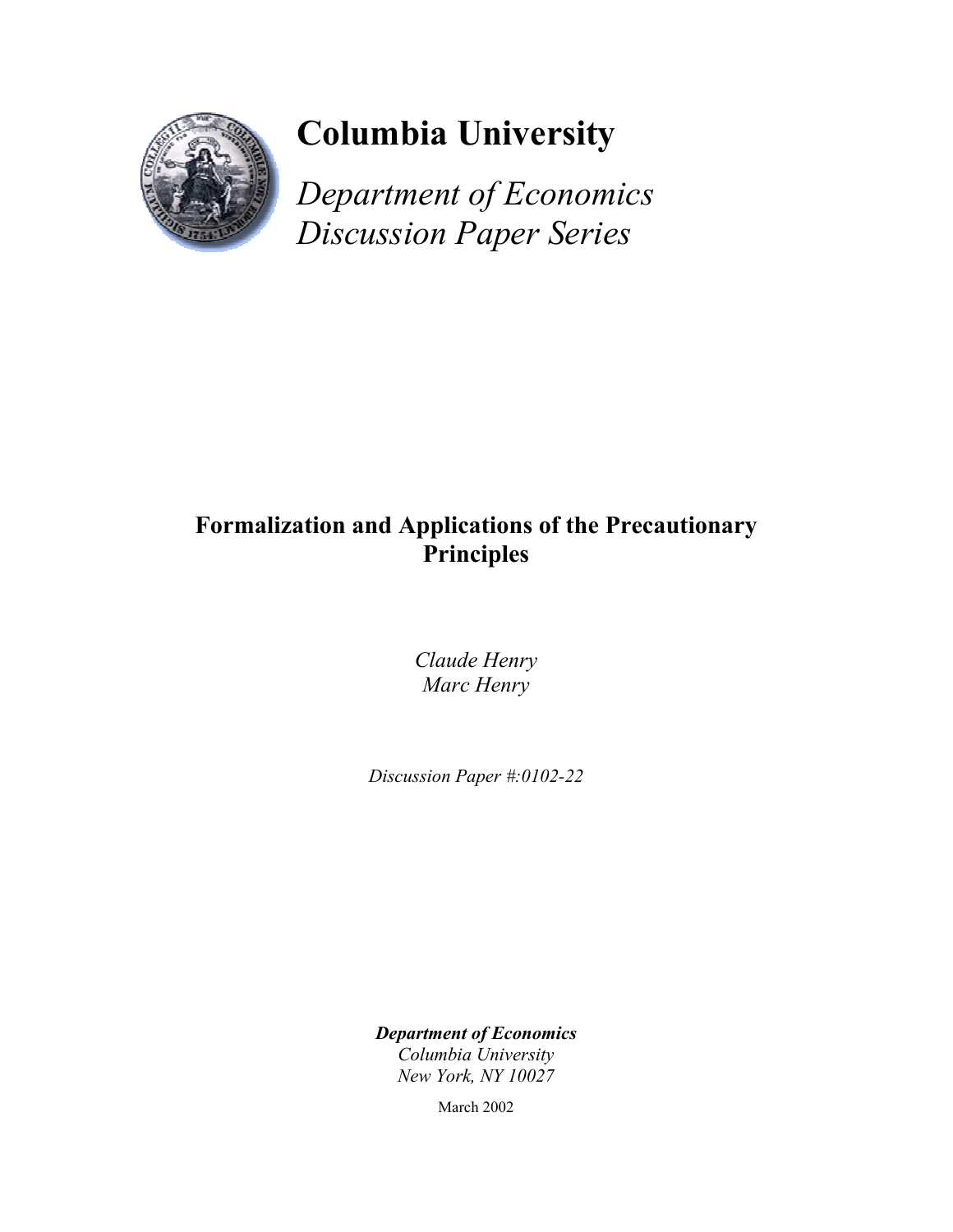# Columbia University

*Department of Economics*
*Discussion Paper Series*

## Formalization and Applications of the Precautionary Principles

*Claude Henry*
*Marc Henry*

*Discussion Paper #:0102-22*

***Department of Economics***
*Columbia University*
*New York, NY 10027*

March 2002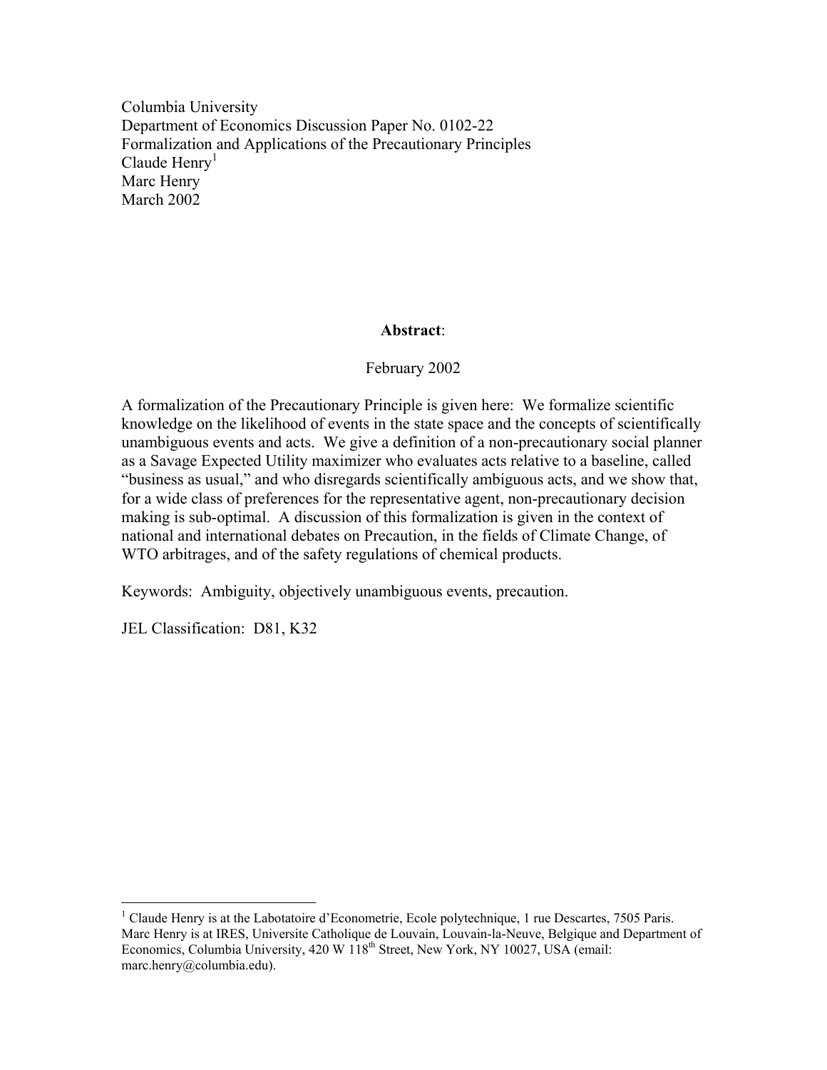Columbia University
Department of Economics Discussion Paper No. 0102-22
Formalization and Applications of the Precautionary Principles
Claude Henry[1]
Marc Henry
March 2002

**Abstract**:

February 2002

A formalization of the Precautionary Principle is given here: We formalize scientific knowledge on the likelihood of events in the state space and the concepts of scientifically unambiguous events and acts. We give a definition of a non-precautionary social planner as a Savage Expected Utility maximizer who evaluates acts relative to a baseline, called "business as usual," and who disregards scientifically ambiguous acts, and we show that, for a wide class of preferences for the representative agent, non-precautionary decision making is sub-optimal. A discussion of this formalization is given in the context of national and international debates on Precaution, in the fields of Climate Change, of WTO arbitrages, and of the safety regulations of chemical products.

Keywords: Ambiguity, objectively unambiguous events, precaution.

JEL Classification: D81, K32

---

[1] Claude Henry is at the Labotatoire d'Econometrie, Ecole polytechnique, 1 rue Descartes, 7505 Paris. Marc Henry is at IRES, Universite Catholique de Louvain, Louvain-la-Neuve, Belgique and Department of Economics, Columbia University, 420 W 118th Street, New York, NY 10027, USA (email: marc.henry@columbia.edu).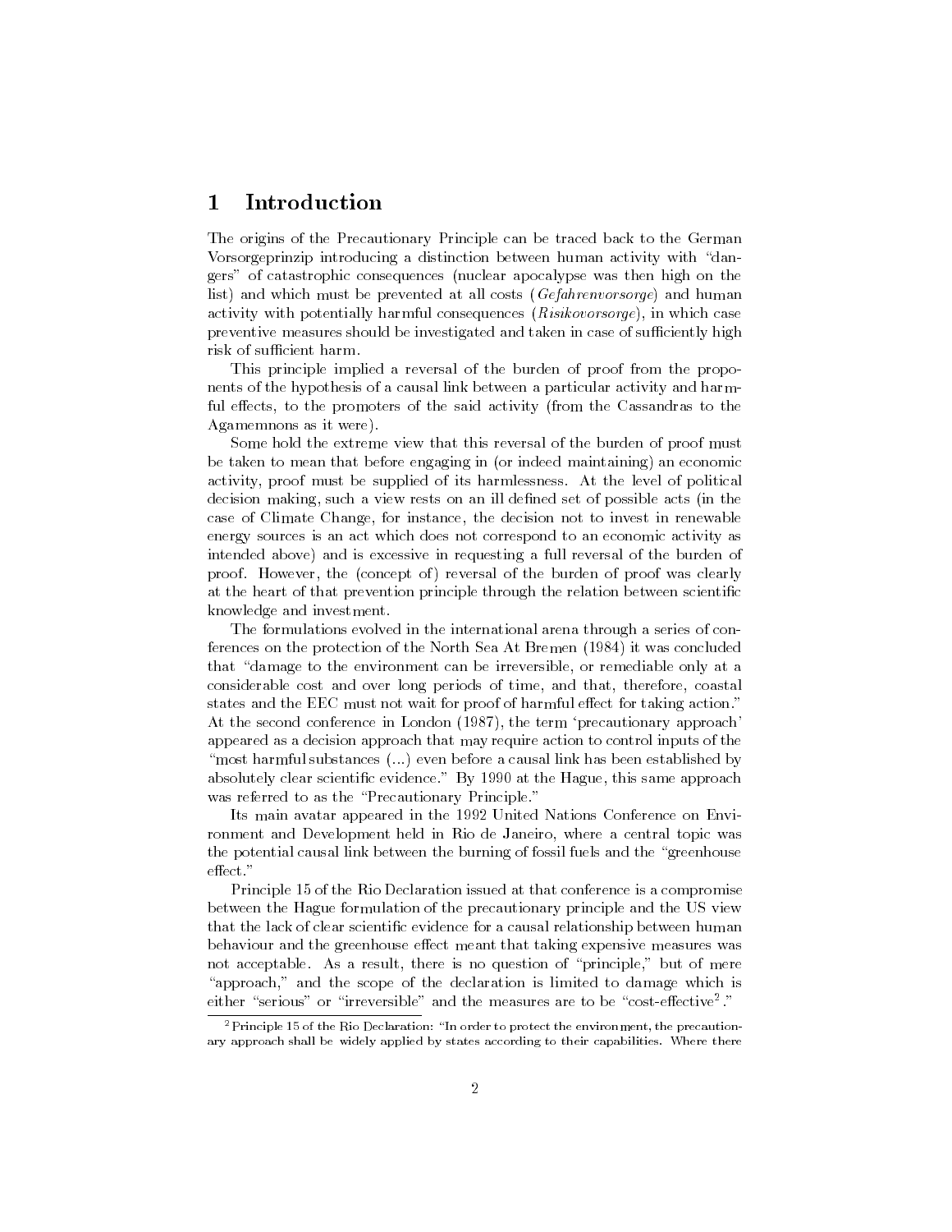## 1 Introduction

The origins of the Precautionary Principle can be traced back to the German Vorsorgeprinzip introducing a distinction between human activity with "dangers" of catastrophic consequences (nuclear apocalypse was then high on the list) and which must be prevented at all costs (*Gefahrenvorsorge*) and human activity with potentially harmful consequences (*Risikovorsorge*), in which case preventive measures should be investigated and taken in case of sufficiently high risk of sufficient harm.

This principle implied a reversal of the burden of proof from the proponents of the hypothesis of a causal link between a particular activity and harmful effects, to the promoters of the said activity (from the Cassandras to the Agamemnons as it were).

Some hold the extreme view that this reversal of the burden of proof must be taken to mean that before engaging in (or indeed maintaining) an economic activity, proof must be supplied of its harmlessness. At the level of political decision making, such a view rests on an ill defined set of possible acts (in the case of Climate Change, for instance, the decision not to invest in renewable energy sources is an act which does not correspond to an economic activity as intended above) and is excessive in requesting a full reversal of the burden of proof. However, the (concept of) reversal of the burden of proof was clearly at the heart of that prevention principle through the relation between scientific knowledge and investment.

The formulations evolved in the international arena through a series of conferences on the protection of the North Sea At Bremen (1984) it was concluded that "damage to the environment can be irreversible, or remediable only at a considerable cost and over long periods of time, and that, therefore, coastal states and the EEC must not wait for proof of harmful effect for taking action." At the second conference in London (1987), the term 'precautionary approach' appeared as a decision approach that may require action to control inputs of the "most harmful substances (...) even before a causal link has been established by absolutely clear scientific evidence." By 1990 at the Hague, this same approach was referred to as the "Precautionary Principle."

Its main avatar appeared in the 1992 United Nations Conference on Environment and Development held in Rio de Janeiro, where a central topic was the potential causal link between the burning of fossil fuels and the "greenhouse effect."

Principle 15 of the Rio Declaration issued at that conference is a compromise between the Hague formulation of the precautionary principle and the US view that the lack of clear scientific evidence for a causal relationship between human behaviour and the greenhouse effect meant that taking expensive measures was not acceptable. As a result, there is no question of "principle," but of mere "approach," and the scope of the declaration is limited to damage which is either "serious" or "irreversible" and the measures are to be "cost-effective[2]."

[2] Principle 15 of the Rio Declaration: "In order to protect the environment, the precautionary approach shall be widely applied by states according to their capabilities. Where there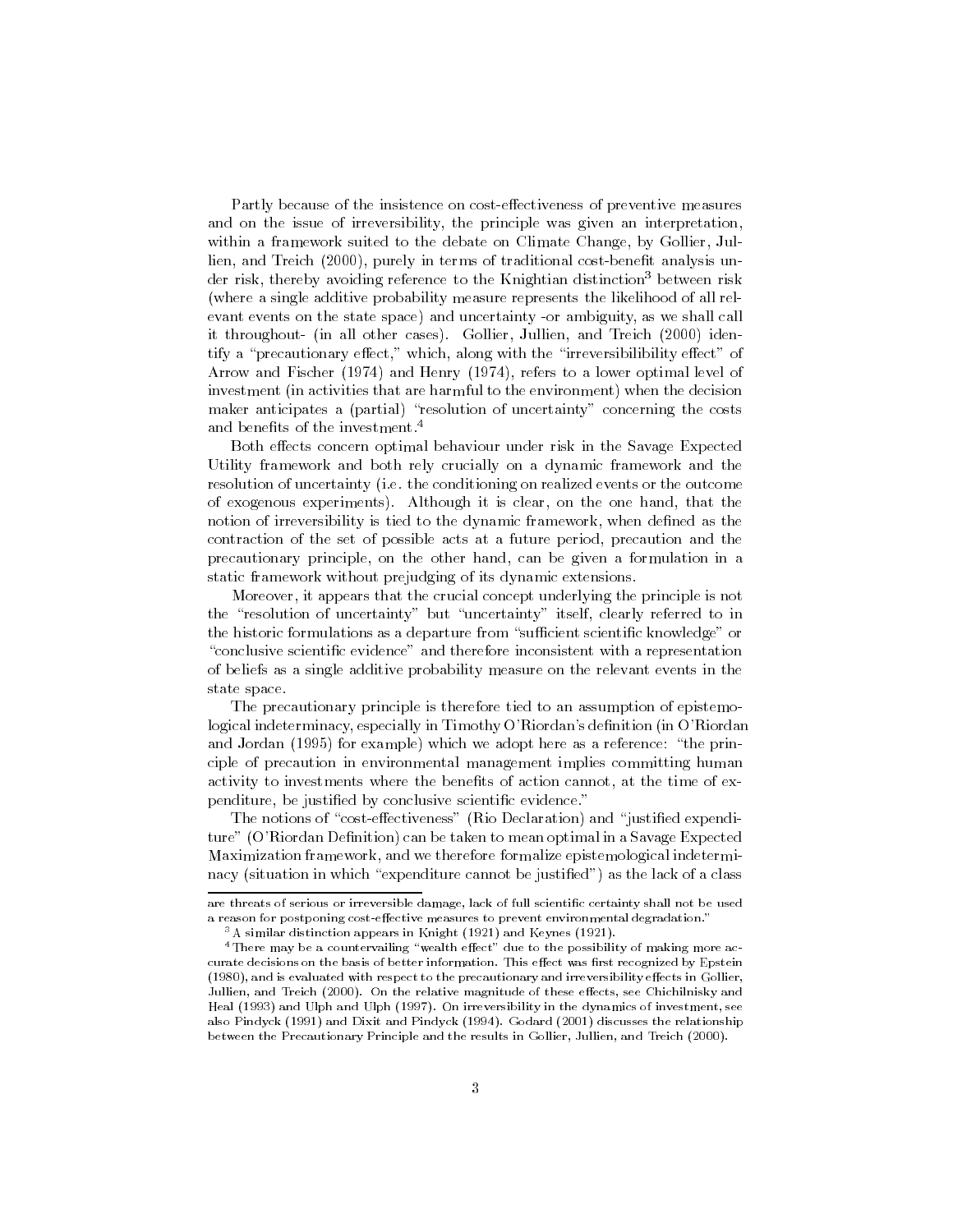Partly because of the insistence on cost-effectiveness of preventive measures and on the issue of irreversibility, the principle was given an interpretation, within a framework suited to the debate on Climate Change, by Gollier, Jullien, and Treich (2000), purely in terms of traditional cost-benefit analysis under risk, thereby avoiding reference to the Knightian distinction[3] between risk (where a single additive probability measure represents the likelihood of all relevant events on the state space) and uncertainty -or ambiguity, as we shall call it throughout- (in all other cases). Gollier, Jullien, and Treich (2000) identify a "precautionary effect," which, along with the "irreversibilibility effect" of Arrow and Fischer (1974) and Henry (1974), refers to a lower optimal level of investment (in activities that are harmful to the environment) when the decision maker anticipates a (partial) "resolution of uncertainty" concerning the costs and benefits of the investment.[4]

Both effects concern optimal behaviour under risk in the Savage Expected Utility framework and both rely crucially on a dynamic framework and the resolution of uncertainty (i.e. the conditioning on realized events or the outcome of exogenous experiments). Although it is clear, on the one hand, that the notion of irreversibility is tied to the dynamic framework, when defined as the contraction of the set of possible acts at a future period, precaution and the precautionary principle, on the other hand, can be given a formulation in a static framework without prejudging of its dynamic extensions.

Moreover, it appears that the crucial concept underlying the principle is not the "resolution of uncertainty" but "uncertainty" itself, clearly referred to in the historic formulations as a departure from "sufficient scientific knowledge" or "conclusive scientific evidence" and therefore inconsistent with a representation of beliefs as a single additive probability measure on the relevant events in the state space.

The precautionary principle is therefore tied to an assumption of epistemological indeterminacy, especially in Timothy O'Riordan's definition (in O'Riordan and Jordan (1995) for example) which we adopt here as a reference: "the principle of precaution in environmental management implies committing human activity to investments where the benefits of action cannot, at the time of expenditure, be justified by conclusive scientific evidence."

The notions of "cost-effectiveness" (Rio Declaration) and "justified expenditure" (O'Riordan Definition) can be taken to mean optimal in a Savage Expected Maximization framework, and we therefore formalize epistemological indeterminacy (situation in which "expenditure cannot be justified") as the lack of a class

---

are threats of serious or irreversible damage, lack of full scientific certainty shall not be used a reason for postponing cost-effective measures to prevent environmental degradation."

[3] A similar distinction appears in Knight (1921) and Keynes (1921).

[4] There may be a countervailing "wealth effect" due to the possibility of making more accurate decisions on the basis of better information. This effect was first recognized by Epstein (1980), and is evaluated with respect to the precautionary and irreversibility effects in Gollier, Jullien, and Treich (2000). On the relative magnitude of these effects, see Chichilnisky and Heal (1993) and Ulph and Ulph (1997). On irreversibility in the dynamics of investment, see also Pindyck (1991) and Dixit and Pindyck (1994). Godard (2001) discusses the relationship between the Precautionary Principle and the results in Gollier, Jullien, and Treich (2000).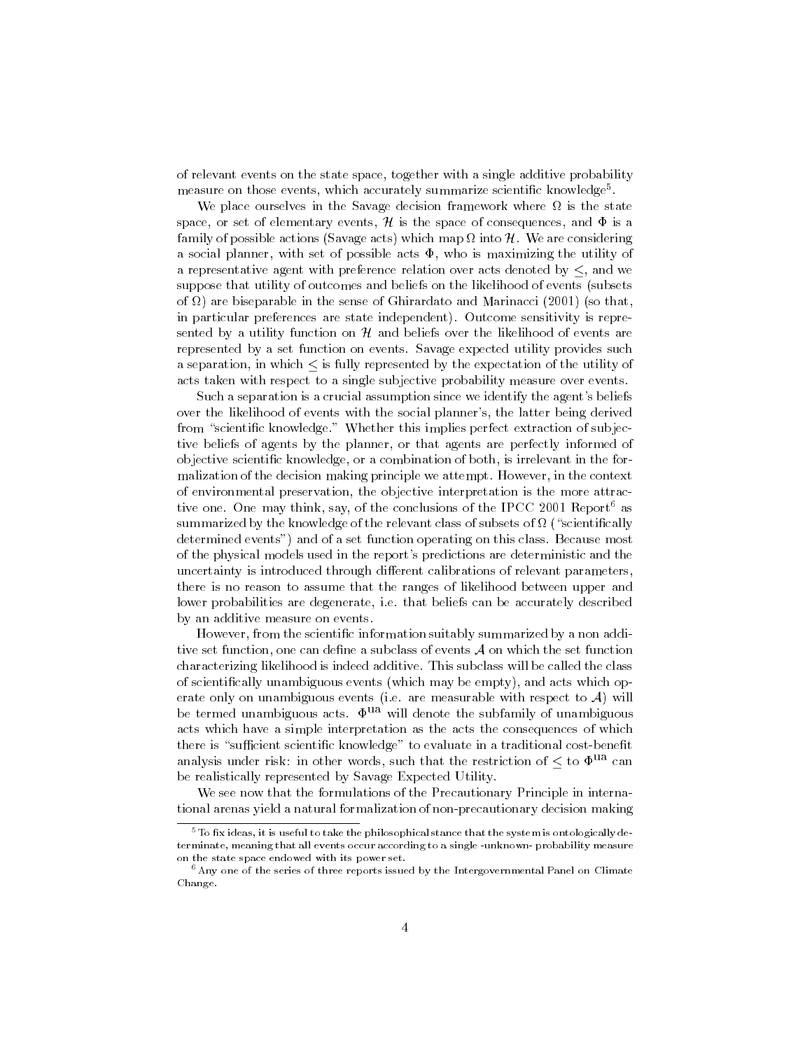of relevant events on the state space, together with a single additive probability measure on those events, which accurately summarize scientific knowledge[5].

We place ourselves in the Savage decision framework where $\Omega$ is the state space, or set of elementary events, $\mathcal{H}$ is the space of consequences, and $\Phi$ is a family of possible actions (Savage acts) which map $\Omega$ into $\mathcal{H}$. We are considering a social planner, with set of possible acts $\Phi$, who is maximizing the utility of a representative agent with preference relation over acts denoted by $\leq$, and we suppose that utility of outcomes and beliefs on the likelihood of events (subsets of $\Omega$) are biseparable in the sense of Ghirardato and Marinacci (2001) (so that, in particular preferences are state independent). Outcome sensitivity is represented by a utility function on $\mathcal{H}$ and beliefs over the likelihood of events are represented by a set function on events. Savage expected utility provides such a separation, in which $\leq$ is fully represented by the expectation of the utility of acts taken with respect to a single subjective probability measure over events.

Such a separation is a crucial assumption since we identify the agent's beliefs over the likelihood of events with the social planner's, the latter being derived from "scientific knowledge." Whether this implies perfect extraction of subjective beliefs of agents by the planner, or that agents are perfectly informed of objective scientific knowledge, or a combination of both, is irrelevant in the formalization of the decision making principle we attempt. However, in the context of environmental preservation, the objective interpretation is the more attractive one. One may think, say, of the conclusions of the IPCC 2001 Report[6] as summarized by the knowledge of the relevant class of subsets of $\Omega$ ("scientifically determined events") and of a set function operating on this class. Because most of the physical models used in the report's predictions are deterministic and the uncertainty is introduced through different calibrations of relevant parameters, there is no reason to assume that the ranges of likelihood between upper and lower probabilities are degenerate, i.e. that beliefs can be accurately described by an additive measure on events.

However, from the scientific information suitably summarized by a non additive set function, one can define a subclass of events $\mathcal{A}$ on which the set function characterizing likelihood is indeed additive. This subclass will be called the class of scientifically unambiguous events (which may be empty), and acts which operate only on unambiguous events (i.e. are measurable with respect to $\mathcal{A}$) will be termed unambiguous acts. $\Phi^{\mathrm{ua}}$ will denote the subfamily of unambiguous acts which have a simple interpretation as the acts the consequences of which there is "sufficient scientific knowledge" to evaluate in a traditional cost-benefit analysis under risk: in other words, such that the restriction of $\leq$ to $\Phi^{\mathrm{ua}}$ can be realistically represented by Savage Expected Utility.

We see now that the formulations of the Precautionary Principle in international arenas yield a natural formalization of non-precautionary decision making

---

[5] To fix ideas, it is useful to take the philosophical stance that the system is ontologically determinate, meaning that all events occur according to a single -unknown- probability measure on the state space endowed with its power set.

[6] Any one of the series of three reports issued by the Intergovernmental Panel on Climate Change.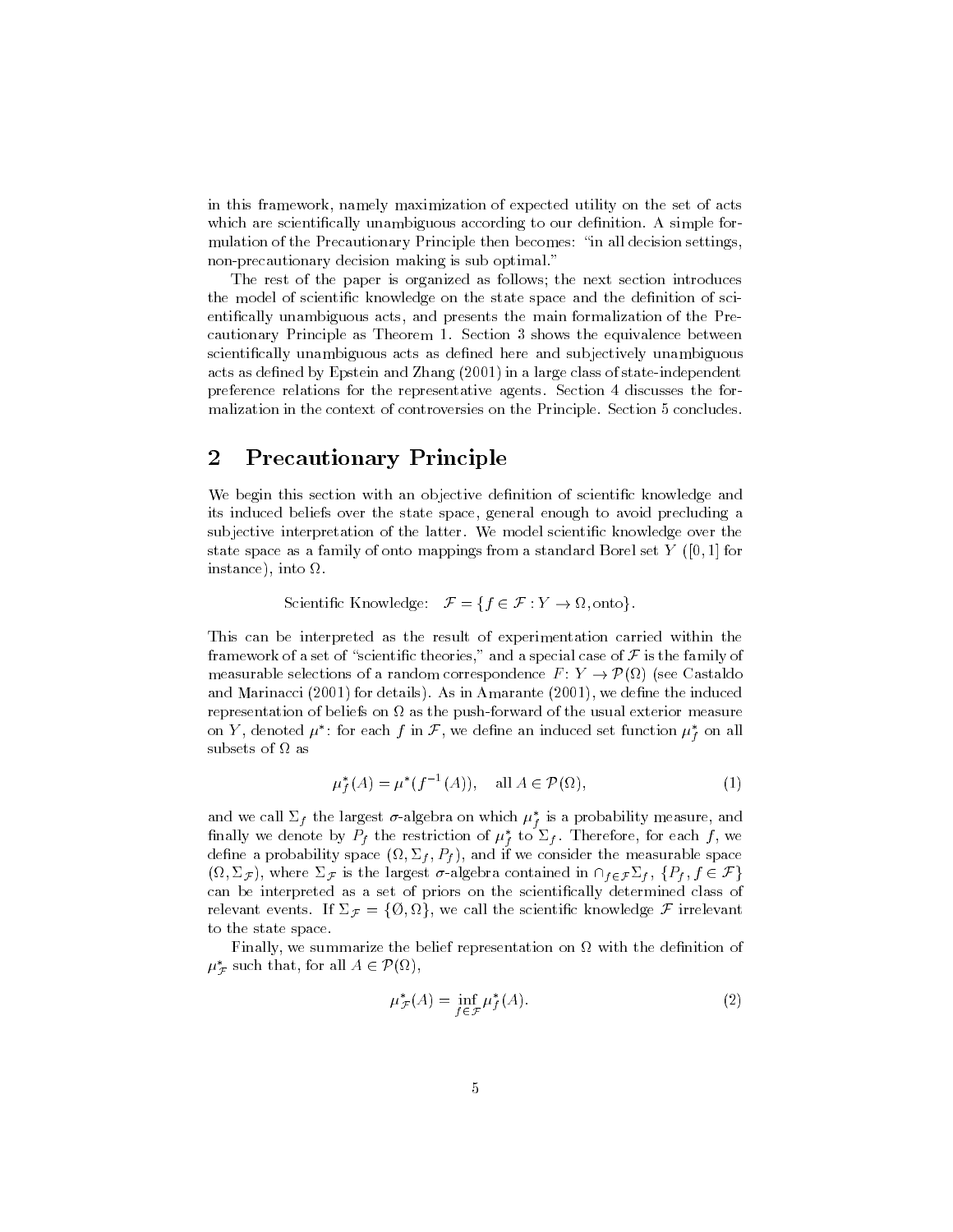in this framework, namely maximization of expected utility on the set of acts which are scientifically unambiguous according to our definition. A simple formulation of the Precautionary Principle then becomes: "in all decision settings, non-precautionary decision making is sub optimal."

The rest of the paper is organized as follows; the next section introduces the model of scientific knowledge on the state space and the definition of scientifically unambiguous acts, and presents the main formalization of the Precautionary Principle as Theorem 1. Section 3 shows the equivalence between scientifically unambiguous acts as defined here and subjectively unambiguous acts as defined by Epstein and Zhang (2001) in a large class of state-independent preference relations for the representative agents. Section 4 discusses the formalization in the context of controversies on the Principle. Section 5 concludes.

## 2 Precautionary Principle

We begin this section with an objective definition of scientific knowledge and its induced beliefs over the state space, general enough to avoid precluding a subjective interpretation of the latter. We model scientific knowledge over the state space as a family of onto mappings from a standard Borel set $Y$ ($[0,1]$ for instance), into $\Omega$.

$$\text{Scientific Knowledge:} \quad \mathcal{F} = \{f \in \mathcal{F} : Y \to \Omega, \text{onto}\}.$$

This can be interpreted as the result of experimentation carried within the framework of a set of "scientific theories," and a special case of $\mathcal{F}$ is the family of measurable selections of a random correspondence $F \colon Y \to \mathcal{P}(\Omega)$ (see Castaldo and Marinacci (2001) for details). As in Amarante (2001), we define the induced representation of beliefs on $\Omega$ as the push-forward of the usual exterior measure on $Y$, denoted $\mu^*$: for each $f$ in $\mathcal{F}$, we define an induced set function $\mu^*_f$ on all subsets of $\Omega$ as

$$\mu^*_f(A) = \mu^*(f^{-1}(A)), \quad \text{all } A \in \mathcal{P}(\Omega), \tag{1}$$

and we call $\Sigma_f$ the largest $\sigma$-algebra on which $\mu^*_f$ is a probability measure, and finally we denote by $P_f$ the restriction of $\mu^*_f$ to $\Sigma_f$. Therefore, for each $f$, we define a probability space $(\Omega, \Sigma_f, P_f)$, and if we consider the measurable space $(\Omega, \Sigma_{\mathcal{F}})$, where $\Sigma_{\mathcal{F}}$ is the largest $\sigma$-algebra contained in $\cap_{f \in \mathcal{F}} \Sigma_f$, $\{P_f, f \in \mathcal{F}\}$ can be interpreted as a set of priors on the scientifically determined class of relevant events. If $\Sigma_{\mathcal{F}} = \{\emptyset, \Omega\}$, we call the scientific knowledge $\mathcal{F}$ irrelevant to the state space.

Finally, we summarize the belief representation on $\Omega$ with the definition of $\mu^*_{\mathcal{F}}$ such that, for all $A \in \mathcal{P}(\Omega)$,

$$\mu^*_{\mathcal{F}}(A) = \inf_{f \in \mathcal{F}} \mu^*_f(A). \tag{2}$$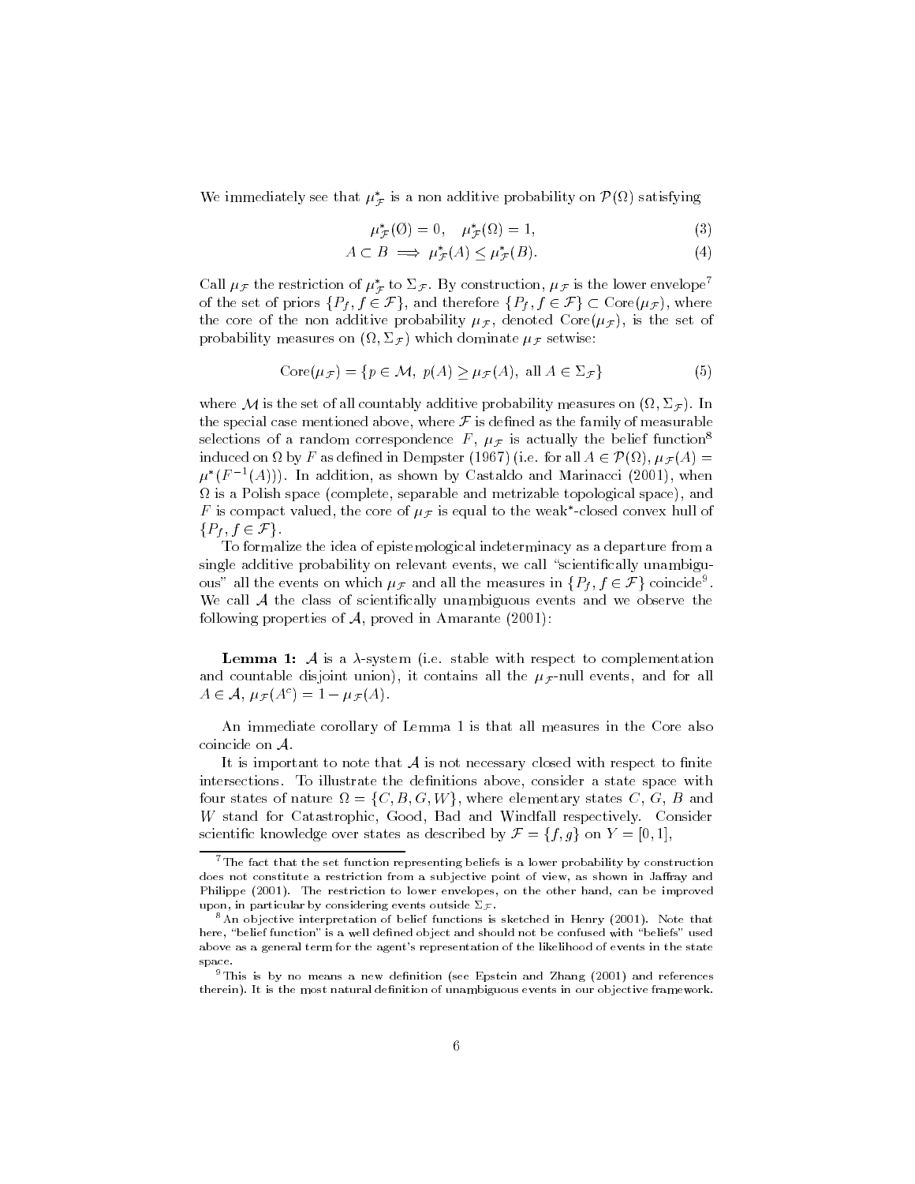We immediately see that $\mu^*_{\mathcal{F}}$ is a non additive probability on $\mathcal{P}(\Omega)$ satisfying

$$\mu^*_{\mathcal{F}}(\emptyset) = 0, \quad \mu^*_{\mathcal{F}}(\Omega) = 1, \tag{3}$$

$$A \subset B \implies \mu^*_{\mathcal{F}}(A) \leq \mu^*_{\mathcal{F}}(B). \tag{4}$$

Call $\mu_{\mathcal{F}}$ the restriction of $\mu^*_{\mathcal{F}}$ to $\Sigma_{\mathcal{F}}$. By construction, $\mu_{\mathcal{F}}$ is the lower envelope[7] of the set of priors $\{P_f, f \in \mathcal{F}\}$, and therefore $\{P_f, f \in \mathcal{F}\} \subset \mathrm{Core}(\mu_{\mathcal{F}})$, where the core of the non additive probability $\mu_{\mathcal{F}}$, denoted $\mathrm{Core}(\mu_{\mathcal{F}})$, is the set of probability measures on $(\Omega, \Sigma_{\mathcal{F}})$ which dominate $\mu_{\mathcal{F}}$ setwise:

$$\mathrm{Core}(\mu_{\mathcal{F}}) = \{p \in \mathcal{M}, \ p(A) \geq \mu_{\mathcal{F}}(A), \text{ all } A \in \Sigma_{\mathcal{F}}\} \tag{5}$$

where $\mathcal{M}$ is the set of all countably additive probability measures on $(\Omega, \Sigma_{\mathcal{F}})$. In the special case mentioned above, where $\mathcal{F}$ is defined as the family of measurable selections of a random correspondence $F$, $\mu_{\mathcal{F}}$ is actually the belief function[8] induced on $\Omega$ by $F$ as defined in Dempster (1967) (i.e. for all $A \in \mathcal{P}(\Omega)$, $\mu_{\mathcal{F}}(A) = \mu^*(F^{-1}(A))$). In addition, as shown by Castaldo and Marinacci (2001), when $\Omega$ is a Polish space (complete, separable and metrizable topological space), and $F$ is compact valued, the core of $\mu_{\mathcal{F}}$ is equal to the weak*-closed convex hull of $\{P_f, f \in \mathcal{F}\}$.

To formalize the idea of epistemological indeterminacy as a departure from a single additive probability on relevant events, we call "scientifically unambiguous" all the events on which $\mu_{\mathcal{F}}$ and all the measures in $\{P_f, f \in \mathcal{F}\}$ coincide[9]. We call $\mathcal{A}$ the class of scientifically unambiguous events and we observe the following properties of $\mathcal{A}$, proved in Amarante (2001):

**Lemma 1:** $\mathcal{A}$ is a $\lambda$-system (i.e. stable with respect to complementation and countable disjoint union), it contains all the $\mu_{\mathcal{F}}$-null events, and for all $A \in \mathcal{A}$, $\mu_{\mathcal{F}}(A^c) = 1 - \mu_{\mathcal{F}}(A)$.

An immediate corollary of Lemma 1 is that all measures in the Core also coincide on $\mathcal{A}$.

It is important to note that $\mathcal{A}$ is not necessary closed with respect to finite intersections. To illustrate the definitions above, consider a state space with four states of nature $\Omega = \{C, B, G, W\}$, where elementary states $C$, $G$, $B$ and $W$ stand for Catastrophic, Good, Bad and Windfall respectively. Consider scientific knowledge over states as described by $\mathcal{F} = \{f, g\}$ on $Y = [0, 1]$,

[7] The fact that the set function representing beliefs is a lower probability by construction does not constitute a restriction from a subjective point of view, as shown in Jaffray and Philippe (2001). The restriction to lower envelopes, on the other hand, can be improved upon, in particular by considering events outside $\Sigma_{\mathcal{F}}$.

[8] An objective interpretation of belief functions is sketched in Henry (2001). Note that here, "belief function" is a well defined object and should not be confused with "beliefs" used above as a general term for the agent's representation of the likelihood of events in the state space.

[9] This is by no means a new definition (see Epstein and Zhang (2001) and references therein). It is the most natural definition of unambiguous events in our objective framework.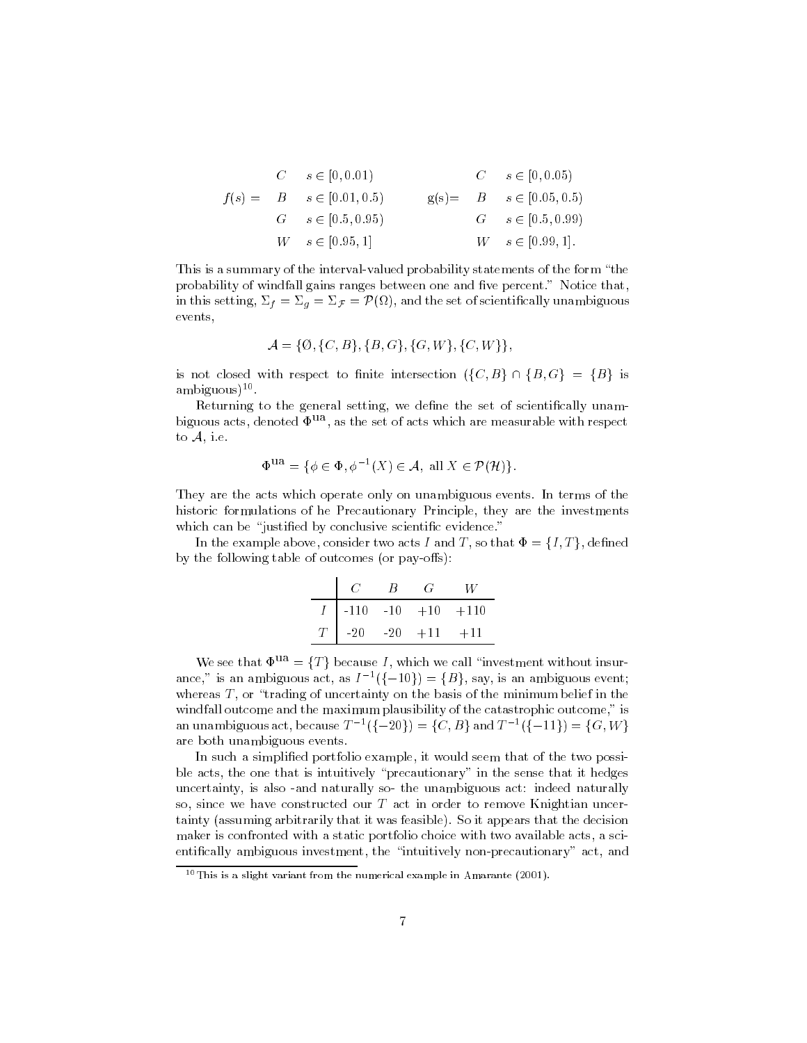$$f(s) = \begin{array}{ll} C & s \in [0, 0.01) \\ B & s \in [0.01, 0.5) \\ G & s \in [0.5, 0.95) \\ W & s \in [0.95, 1] \end{array} \qquad \text{g(s)=} \begin{array}{ll} C & s \in [0, 0.05) \\ B & s \in [0.05, 0.5) \\ G & s \in [0.5, 0.99) \\ W & s \in [0.99, 1]. \end{array}$$

This is a summary of the interval-valued probability statements of the form "the probability of windfall gains ranges between one and five percent." Notice that, in this setting, $\Sigma_f = \Sigma_g = \Sigma_{\mathcal{F}} = \mathcal{P}(\Omega)$, and the set of scientifically unambiguous events,

$$\mathcal{A} = \{\emptyset, \{C, B\}, \{B, G\}, \{G, W\}, \{C, W\}\},$$

is not closed with respect to finite intersection ($\{C, B\} \cap \{B, G\} = \{B\}$ is ambiguous)[10].

Returning to the general setting, we define the set of scientifically unambiguous acts, denoted $\Phi^{\text{ua}}$, as the set of acts which are measurable with respect to $\mathcal{A}$, i.e.

$$\Phi^{\text{ua}} = \{\phi \in \Phi, \phi^{-1}(X) \in \mathcal{A}, \text{ all } X \in \mathcal{P}(\mathcal{H})\}.$$

They are the acts which operate only on unambiguous events. In terms of the historic formulations of he Precautionary Principle, they are the investments which can be "justified by conclusive scientific evidence."

In the example above, consider two acts $I$ and $T$, so that $\Phi = \{I, T\}$, defined by the following table of outcomes (or pay-offs):

| | $C$ | $B$ | $G$ | $W$ |
|---|---|---|---|---|
| $I$ | -110 | -10 | +10 | +110 |
| $T$ | -20 | -20 | +11 | +11 |

We see that $\Phi^{\text{ua}} = \{T\}$ because $I$, which we call "investment without insurance," is an ambiguous act, as $I^{-1}(\{-10\}) = \{B\}$, say, is an ambiguous event; whereas $T$, or "trading of uncertainty on the basis of the minimum belief in the windfall outcome and the maximum plausibility of the catastrophic outcome," is an unambiguous act, because $T^{-1}(\{-20\}) = \{C, B\}$ and $T^{-1}(\{-11\}) = \{G, W\}$ are both unambiguous events.

In such a simplified portfolio example, it would seem that of the two possible acts, the one that is intuitively "precautionary" in the sense that it hedges uncertainty, is also -and naturally so- the unambiguous act: indeed naturally so, since we have constructed our $T$ act in order to remove Knightian uncertainty (assuming arbitrarily that it was feasible). So it appears that the decision maker is confronted with a static portfolio choice with two available acts, a scientifically ambiguous investment, the "intuitively non-precautionary" act, and

[10] This is a slight variant from the numerical example in Amarante (2001).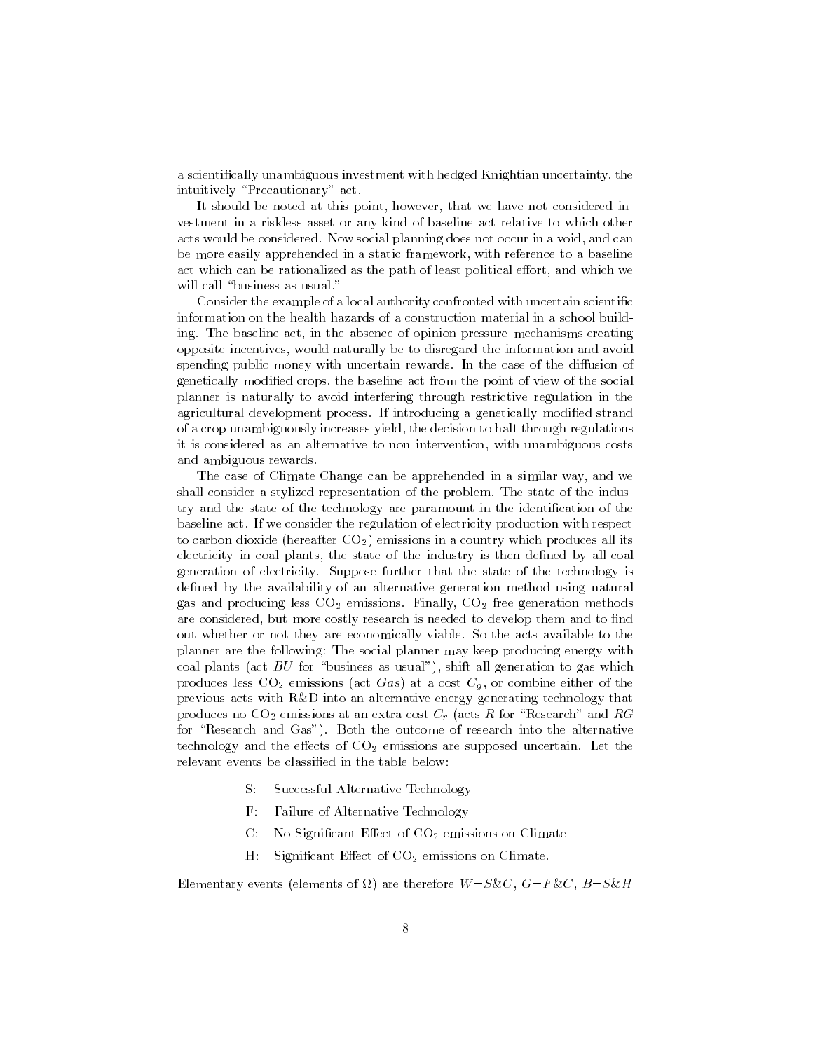a scientifically unambiguous investment with hedged Knightian uncertainty, the intuitively "Precautionary" act.

It should be noted at this point, however, that we have not considered investment in a riskless asset or any kind of baseline act relative to which other acts would be considered. Now social planning does not occur in a void, and can be more easily apprehended in a static framework, with reference to a baseline act which can be rationalized as the path of least political effort, and which we will call "business as usual."

Consider the example of a local authority confronted with uncertain scientific information on the health hazards of a construction material in a school building. The baseline act, in the absence of opinion pressure mechanisms creating opposite incentives, would naturally be to disregard the information and avoid spending public money with uncertain rewards. In the case of the diffusion of genetically modified crops, the baseline act from the point of view of the social planner is naturally to avoid interfering through restrictive regulation in the agricultural development process. If introducing a genetically modified strand of a crop unambiguously increases yield, the decision to halt through regulations it is considered as an alternative to non intervention, with unambiguous costs and ambiguous rewards.

The case of Climate Change can be apprehended in a similar way, and we shall consider a stylized representation of the problem. The state of the industry and the state of the technology are paramount in the identification of the baseline act. If we consider the regulation of electricity production with respect to carbon dioxide (hereafter $CO_2$) emissions in a country which produces all its electricity in coal plants, the state of the industry is then defined by all-coal generation of electricity. Suppose further that the state of the technology is defined by the availability of an alternative generation method using natural gas and producing less $CO_2$ emissions. Finally, $CO_2$ free generation methods are considered, but more costly research is needed to develop them and to find out whether or not they are economically viable. So the acts available to the planner are the following: The social planner may keep producing energy with coal plants (act $BU$ for "business as usual"), shift all generation to gas which produces less $CO_2$ emissions (act $Gas$) at a cost $C_g$, or combine either of the previous acts with R&D into an alternative energy generating technology that produces no $CO_2$ emissions at an extra cost $C_r$ (acts $R$ for "Research" and $RG$ for "Research and Gas"). Both the outcome of research into the alternative technology and the effects of $CO_2$ emissions are supposed uncertain. Let the relevant events be classified in the table below:

- S: Successful Alternative Technology
- F: Failure of Alternative Technology
- C: No Significant Effect of $CO_2$ emissions on Climate
- H: Significant Effect of $CO_2$ emissions on Climate.

Elementary events (elements of $\Omega$) are therefore $W$=$S$&$C$, $G$=$F$&$C$, $B$=$S$&$H$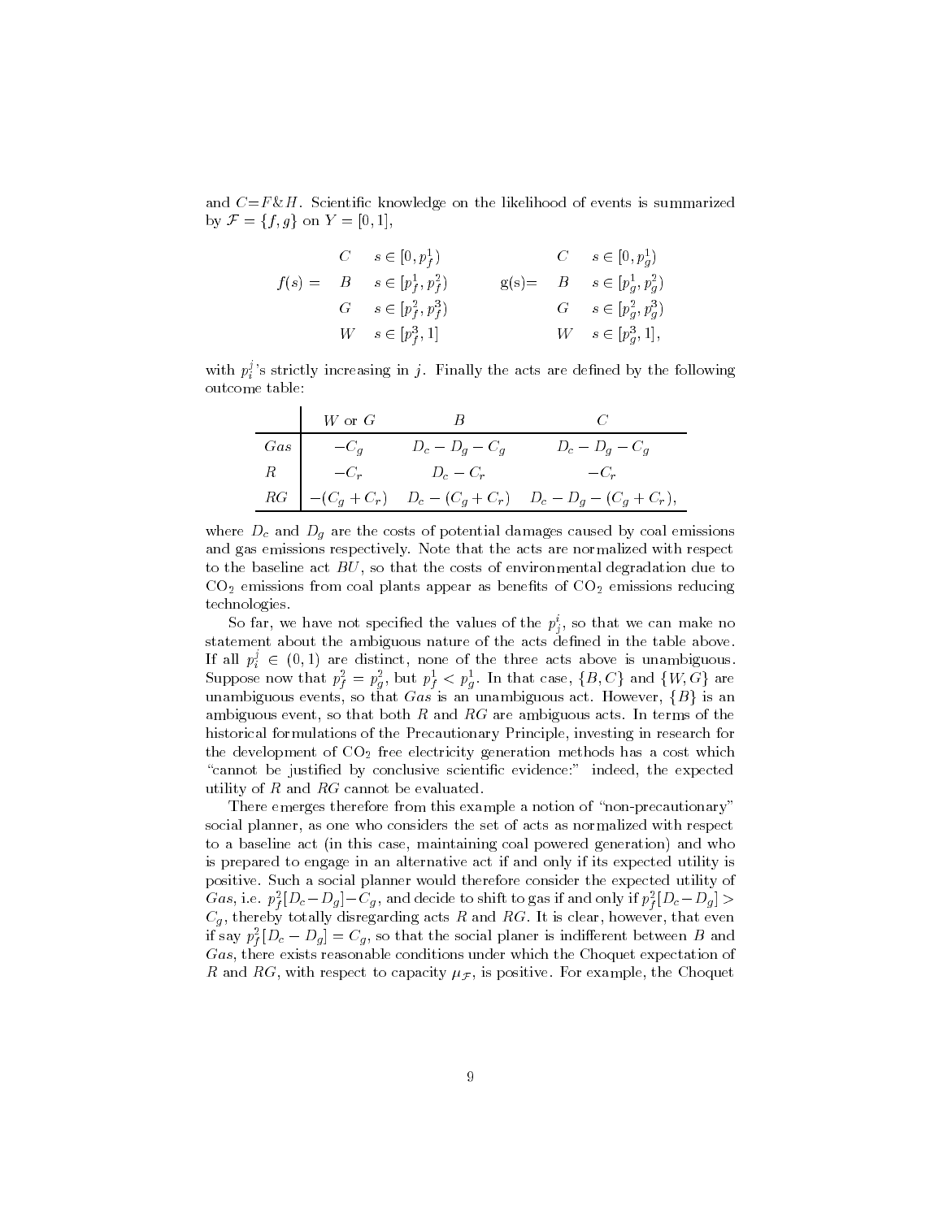and $C$=$F$&$H$. Scientific knowledge on the likelihood of events is summarized by $\mathcal{F} = \{f, g\}$ on $Y = [0, 1]$,

$$f(s) = \begin{array}{ll} C & s \in [0, p_f^1) \\ B & s \in [p_f^1, p_f^2) \\ G & s \in [p_f^2, p_f^3) \\ W & s \in [p_f^3, 1] \end{array} \qquad \text{g(s)} = \begin{array}{ll} C & s \in [0, p_g^1) \\ B & s \in [p_g^1, p_g^2) \\ G & s \in [p_g^2, p_g^3) \\ W & s \in [p_g^3, 1], \end{array}$$

with $p_i^j$'s strictly increasing in $j$. Finally the acts are defined by the following outcome table:

| | $W$ or $G$ | $B$ | $C$ |
|---|---|---|---|
| $Gas$ | $-C_g$ | $D_c - D_g - C_g$ | $D_c - D_g - C_g$ |
| $R$ | $-C_r$ | $D_c - C_r$ | $-C_r$ |
| $RG$ | $-(C_g + C_r)$ | $D_c - (C_g + C_r)$ | $D_c - D_g - (C_g + C_r)$, |

where $D_c$ and $D_g$ are the costs of potential damages caused by coal emissions and gas emissions respectively. Note that the acts are normalized with respect to the baseline act $BU$, so that the costs of environmental degradation due to $CO_2$ emissions from coal plants appear as benefits of $CO_2$ emissions reducing technologies.

So far, we have not specified the values of the $p_j^i$, so that we can make no statement about the ambiguous nature of the acts defined in the table above. If all $p_i^j \in (0, 1)$ are distinct, none of the three acts above is unambiguous. Suppose now that $p_f^2 = p_g^2$, but $p_f^1 < p_g^1$. In that case, $\{B, C\}$ and $\{W, G\}$ are unambiguous events, so that $Gas$ is an unambiguous act. However, $\{B\}$ is an ambiguous event, so that both $R$ and $RG$ are ambiguous acts. In terms of the historical formulations of the Precautionary Principle, investing in research for the development of $CO_2$ free electricity generation methods has a cost which "cannot be justified by conclusive scientific evidence:" indeed, the expected utility of $R$ and $RG$ cannot be evaluated.

There emerges therefore from this example a notion of "non-precautionary" social planner, as one who considers the set of acts as normalized with respect to a baseline act (in this case, maintaining coal powered generation) and who is prepared to engage in an alternative act if and only if its expected utility is positive. Such a social planner would therefore consider the expected utility of $Gas$, i.e. $p_f^2[D_c - D_g] - C_g$, and decide to shift to gas if and only if $p_f^2[D_c - D_g] > C_g$, thereby totally disregarding acts $R$ and $RG$. It is clear, however, that even if say $p_f^2[D_c - D_g] = C_g$, so that the social planer is indifferent between $B$ and $Gas$, there exists reasonable conditions under which the Choquet expectation of $R$ and $RG$, with respect to capacity $\mu_{\mathcal{F}}$, is positive. For example, the Choquet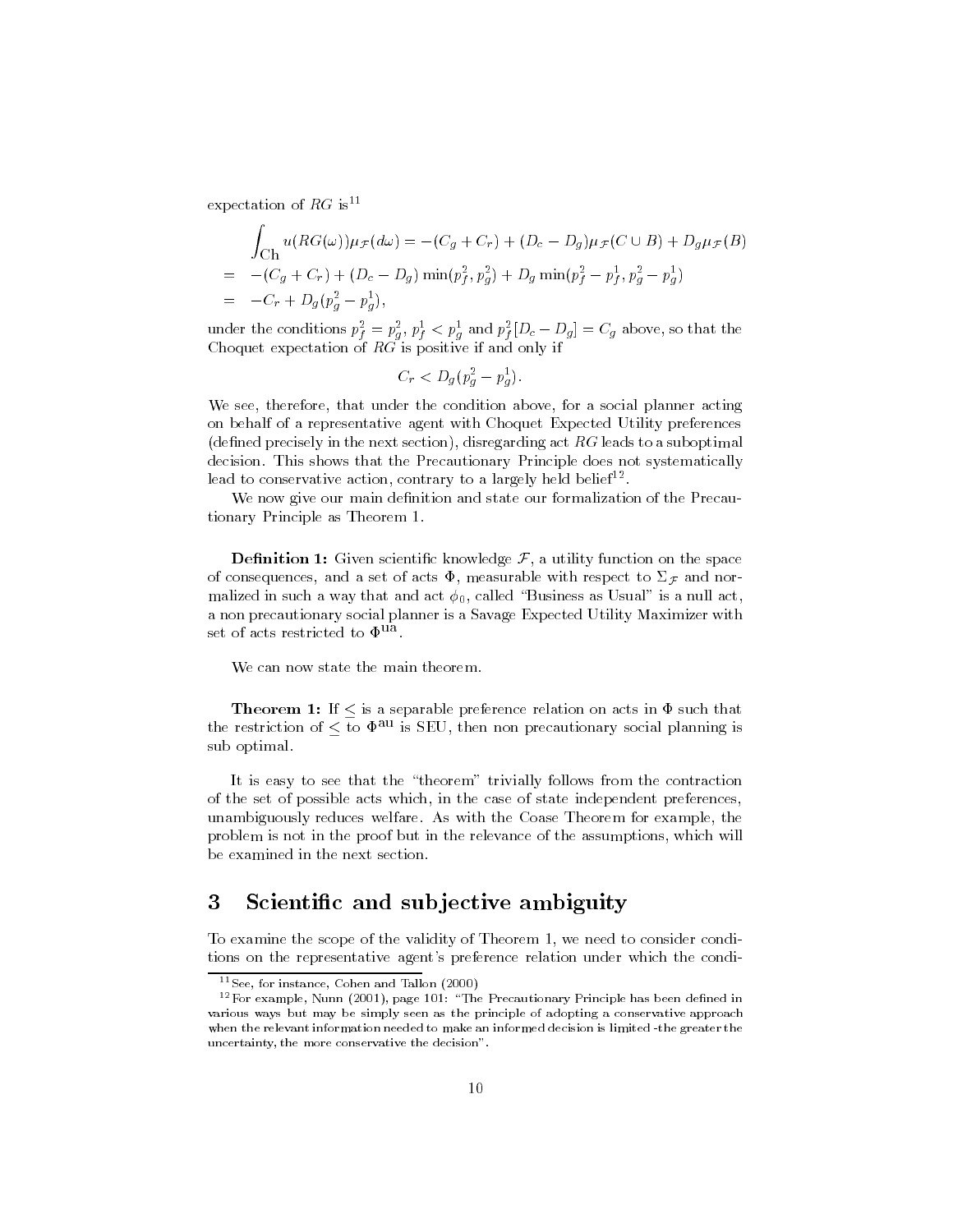expectation of $RG$ is[11]

$$\begin{aligned}
\int_{\text{Ch}} u(RG(\omega))\mu_{\mathcal{F}}(d\omega) &= -(C_g + C_r) + (D_c - D_g)\mu_{\mathcal{F}}(C \cup B) + D_g \mu_{\mathcal{F}}(B) \\
&= -(C_g + C_r) + (D_c - D_g)\min(p_f^2, p_g^2) + D_g \min(p_f^2 - p_f^1, p_g^2 - p_g^1) \\
&= -C_r + D_g(p_g^2 - p_g^1),
\end{aligned}$$

under the conditions $p_f^2 = p_g^2$, $p_f^1 < p_g^1$ and $p_f^2[D_c - D_g] = C_g$ above, so that the Choquet expectation of $RG$ is positive if and only if

$$C_r < D_g(p_g^2 - p_g^1).$$

We see, therefore, that under the condition above, for a social planner acting on behalf of a representative agent with Choquet Expected Utility preferences (defined precisely in the next section), disregarding act $RG$ leads to a suboptimal decision. This shows that the Precautionary Principle does not systematically lead to conservative action, contrary to a largely held belief[12].

We now give our main definition and state our formalization of the Precautionary Principle as Theorem 1.

**Definition 1:** Given scientific knowledge $\mathcal{F}$, a utility function on the space of consequences, and a set of acts $\Phi$, measurable with respect to $\Sigma_{\mathcal{F}}$ and normalized in such a way that and act $\phi_0$, called "Business as Usual" is a null act, a non precautionary social planner is a Savage Expected Utility Maximizer with set of acts restricted to $\Phi^{\text{ua}}$.

We can now state the main theorem.

**Theorem 1:** If $\leq$ is a separable preference relation on acts in $\Phi$ such that the restriction of $\leq$ to $\Phi^{\text{au}}$ is SEU, then non precautionary social planning is sub optimal.

It is easy to see that the "theorem" trivially follows from the contraction of the set of possible acts which, in the case of state independent preferences, unambiguously reduces welfare. As with the Coase Theorem for example, the problem is not in the proof but in the relevance of the assumptions, which will be examined in the next section.

## 3 Scientific and subjective ambiguity

To examine the scope of the validity of Theorem 1, we need to consider conditions on the representative agent's preference relation under which the condi-

[11] See, for instance, Cohen and Tallon (2000)

[12] For example, Nunn (2001), page 101: "The Precautionary Principle has been defined in various ways but may be simply seen as the principle of adopting a conservative approach when the relevant information needed to make an informed decision is limited -the greater the uncertainty, the more conservative the decision".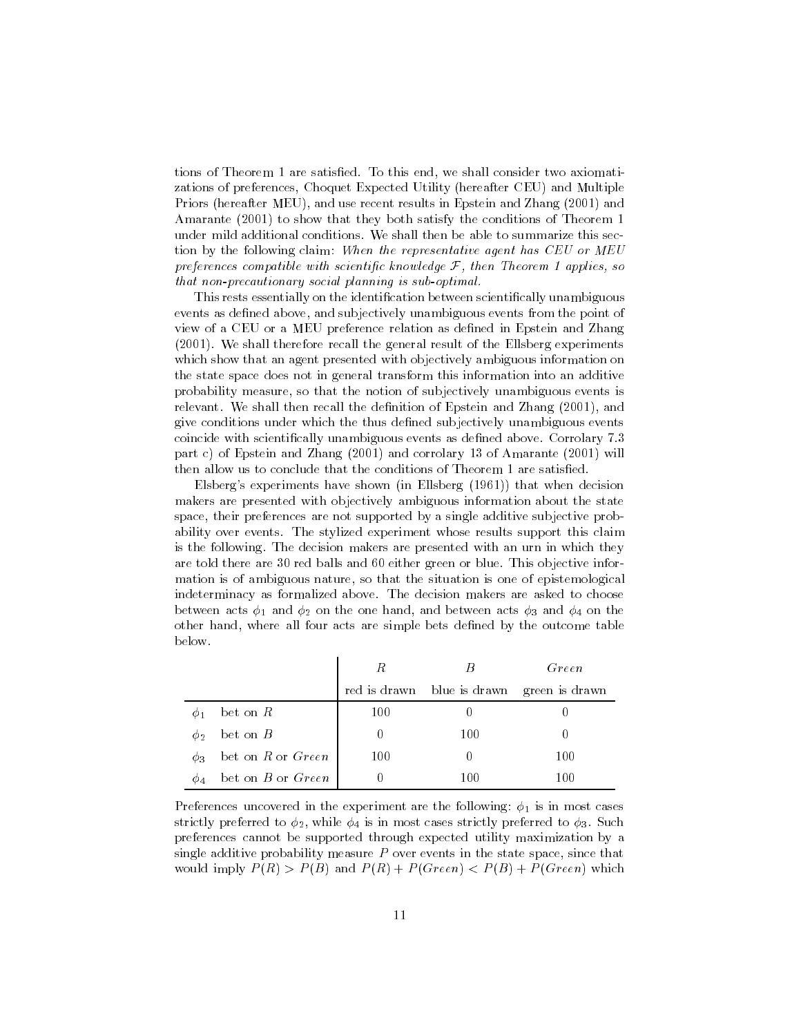tions of Theorem 1 are satisfied. To this end, we shall consider two axiomatizations of preferences, Choquet Expected Utility (hereafter CEU) and Multiple Priors (hereafter MEU), and use recent results in Epstein and Zhang (2001) and Amarante (2001) to show that they both satisfy the conditions of Theorem 1 under mild additional conditions. We shall then be able to summarize this section by the following claim: *When the representative agent has CEU or MEU preferences compatible with scientific knowledge $\mathcal{F}$, then Theorem 1 applies, so that non-precautionary social planning is sub-optimal.*

This rests essentially on the identification between scientifically unambiguous events as defined above, and subjectively unambiguous events from the point of view of a CEU or a MEU preference relation as defined in Epstein and Zhang (2001). We shall therefore recall the general result of the Ellsberg experiments which show that an agent presented with objectively ambiguous information on the state space does not in general transform this information into an additive probability measure, so that the notion of subjectively unambiguous events is relevant. We shall then recall the definition of Epstein and Zhang (2001), and give conditions under which the thus defined subjectively unambiguous events coincide with scientifically unambiguous events as defined above. Corrolary 7.3 part c) of Epstein and Zhang (2001) and corrolary 13 of Amarante (2001) will then allow us to conclude that the conditions of Theorem 1 are satisfied.

Elsberg's experiments have shown (in Ellsberg (1961)) that when decision makers are presented with objectively ambiguous information about the state space, their preferences are not supported by a single additive subjective probability over events. The stylized experiment whose results support this claim is the following. The decision makers are presented with an urn in which they are told there are 30 red balls and 60 either green or blue. This objective information is of ambiguous nature, so that the situation is one of epistemological indeterminacy as formalized above. The decision makers are asked to choose between acts $\phi_1$ and $\phi_2$ on the one hand, and between acts $\phi_3$ and $\phi_4$ on the other hand, where all four acts are simple bets defined by the outcome table below.

| | | $R$ | $B$ | $Green$ |
|---|---|---|---|---|
| | | red is drawn | blue is drawn | green is drawn |
| $\phi_1$ | bet on $R$ | 100 | 0 | 0 |
| $\phi_2$ | bet on $B$ | 0 | 100 | 0 |
| $\phi_3$ | bet on $R$ or $Green$ | 100 | 0 | 100 |
| $\phi_4$ | bet on $B$ or $Green$ | 0 | 100 | 100 |

Preferences uncovered in the experiment are the following: $\phi_1$ is in most cases strictly preferred to $\phi_2$, while $\phi_4$ is in most cases strictly preferred to $\phi_3$. Such preferences cannot be supported through expected utility maximization by a single additive probability measure $P$ over events in the state space, since that would imply $P(R) > P(B)$ and $P(R) + P(Green) < P(B) + P(Green)$ which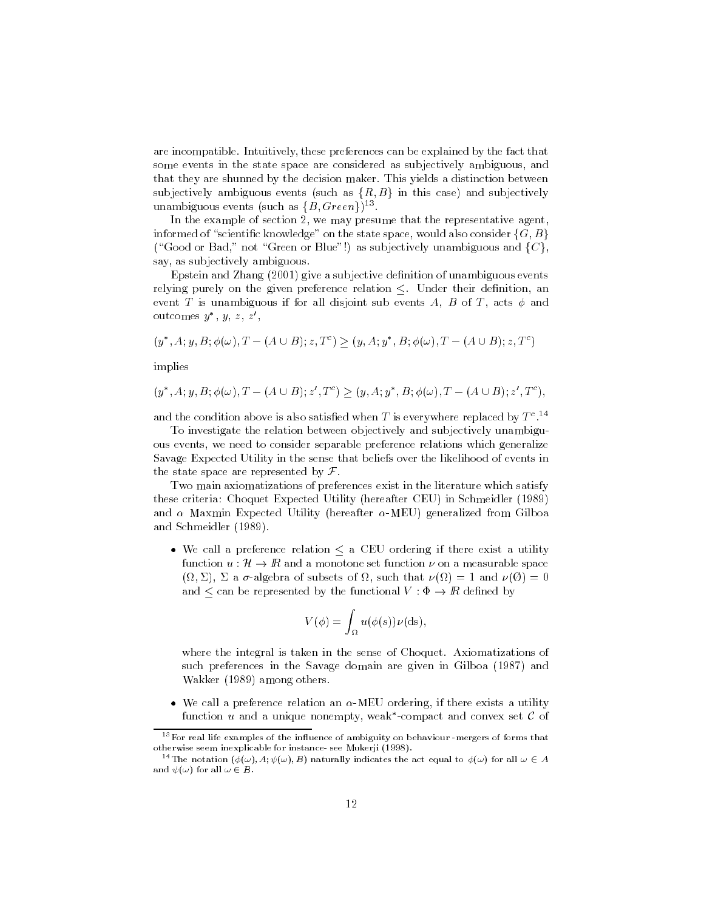are incompatible. Intuitively, these preferences can be explained by the fact that some events in the state space are considered as subjectively ambiguous, and that they are shunned by the decision maker. This yields a distinction between subjectively ambiguous events (such as $\{R, B\}$ in this case) and subjectively unambiguous events (such as $\{B, Green\}$)[13].

In the example of section 2, we may presume that the representative agent, informed of "scientific knowledge" on the state space, would also consider $\{G, B\}$ ("Good or Bad," not "Green or Blue"!) as subjectively unambiguous and $\{C\}$, say, as subjectively ambiguous.

Epstein and Zhang (2001) give a subjective definition of unambiguous events relying purely on the given preference relation $\leq$. Under their definition, an event $T$ is unambiguous if for all disjoint sub events $A$, $B$ of $T$, acts $\phi$ and outcomes $y^*$, $y$, $z$, $z'$,

$$(y^*, A; y, B; \phi(\omega), T - (A \cup B); z, T^c) \geq (y, A; y^*, B; \phi(\omega), T - (A \cup B); z, T^c)$$

implies

$$(y^*, A; y, B; \phi(\omega), T - (A \cup B); z', T^c) \geq (y, A; y^*, B; \phi(\omega), T - (A \cup B); z', T^c),$$

and the condition above is also satisfied when $T$ is everywhere replaced by $T^c$.[14]

To investigate the relation between objectively and subjectively unambiguous events, we need to consider separable preference relations which generalize Savage Expected Utility in the sense that beliefs over the likelihood of events in the state space are represented by $\mathcal{F}$.

Two main axiomatizations of preferences exist in the literature which satisfy these criteria: Choquet Expected Utility (hereafter CEU) in Schmeidler (1989) and $\alpha$ Maxmin Expected Utility (hereafter $\alpha$-MEU) generalized from Gilboa and Schmeidler (1989).

- We call a preference relation $\leq$ a CEU ordering if there exist a utility function $u : \mathcal{H} \to I\!R$ and a monotone set function $\nu$ on a measurable space $(\Omega, \Sigma)$, $\Sigma$ a $\sigma$-algebra of subsets of $\Omega$, such that $\nu(\Omega) = 1$ and $\nu(\emptyset) = 0$ and $\leq$ can be represented by the functional $V : \Phi \to I\!R$ defined by

$$V(\phi) = \int_\Omega u(\phi(s))\nu(\mathrm{d}s),$$

where the integral is taken in the sense of Choquet. Axiomatizations of such preferences in the Savage domain are given in Gilboa (1987) and Wakker (1989) among others.

- We call a preference relation an $\alpha$-MEU ordering, if there exists a utility function $u$ and a unique nonempty, weak*-compact and convex set $\mathcal{C}$ of

[13] For real life examples of the influence of ambiguity on behaviour -mergers of forms that otherwise seem inexplicable for instance- see Mukerji (1998).

[14] The notation $(\phi(\omega), A; \psi(\omega), B)$ naturally indicates the act equal to $\phi(\omega)$ for all $\omega \in A$ and $\psi(\omega)$ for all $\omega \in B$.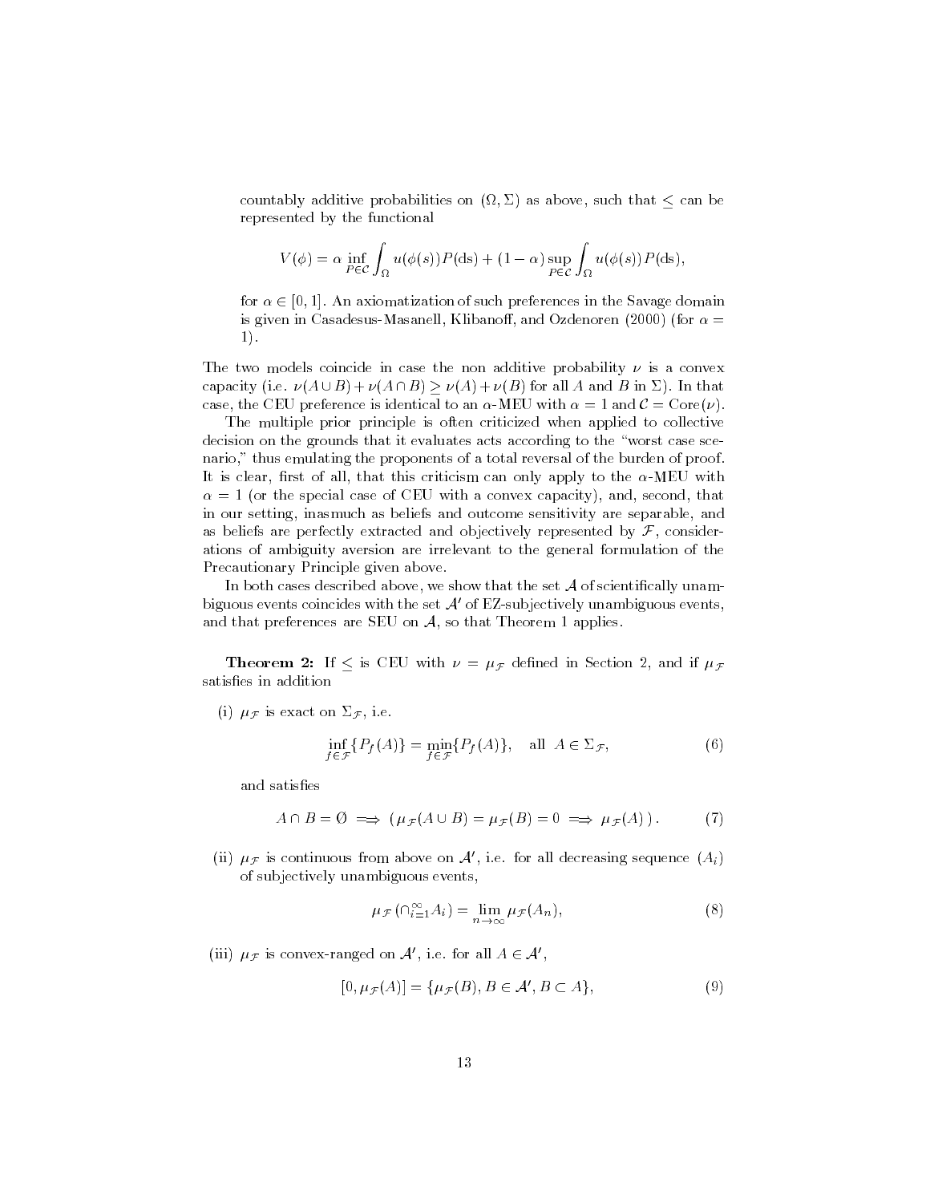countably additive probabilities on $(\Omega, \Sigma)$ as above, such that $\leq$ can be represented by the functional

$$V(\phi) = \alpha \inf_{P \in \mathcal{C}} \int_{\Omega} u(\phi(s))P(\mathrm{d}s) + (1-\alpha) \sup_{P \in \mathcal{C}} \int_{\Omega} u(\phi(s))P(\mathrm{d}s),$$

for $\alpha \in [0, 1]$. An axiomatization of such preferences in the Savage domain is given in Casadesus-Masanell, Klibanoff, and Ozdenoren (2000) (for $\alpha = 1$).

The two models coincide in case the non additive probability $\nu$ is a convex capacity (i.e. $\nu(A \cup B) + \nu(A \cap B) \geq \nu(A) + \nu(B)$ for all $A$ and $B$ in $\Sigma$). In that case, the CEU preference is identical to an $\alpha$-MEU with $\alpha = 1$ and $\mathcal{C} = \mathrm{Core}(\nu)$.

The multiple prior principle is often criticized when applied to collective decision on the grounds that it evaluates acts according to the "worst case scenario," thus emulating the proponents of a total reversal of the burden of proof. It is clear, first of all, that this criticism can only apply to the $\alpha$-MEU with $\alpha = 1$ (or the special case of CEU with a convex capacity), and, second, that in our setting, inasmuch as beliefs and outcome sensitivity are separable, and as beliefs are perfectly extracted and objectively represented by $\mathcal{F}$, considerations of ambiguity aversion are irrelevant to the general formulation of the Precautionary Principle given above.

In both cases described above, we show that the set $\mathcal{A}$ of scientifically unambiguous events coincides with the set $\mathcal{A}'$ of EZ-subjectively unambiguous events, and that preferences are SEU on $\mathcal{A}$, so that Theorem 1 applies.

**Theorem 2:** If $\leq$ is CEU with $\nu = \mu_{\mathcal{F}}$ defined in Section 2, and if $\mu_{\mathcal{F}}$ satisfies in addition

(i) $\mu_{\mathcal{F}}$ is exact on $\Sigma_{\mathcal{F}}$, i.e.

$$\inf_{f \in \mathcal{F}} \{P_f(A)\} = \min_{f \in \mathcal{F}} \{P_f(A)\}, \quad \text{all } A \in \Sigma_{\mathcal{F}}, \tag{6}$$

and satisfies

$$A \cap B = \emptyset \implies (\mu_{\mathcal{F}}(A \cup B) = \mu_{\mathcal{F}}(B) = 0 \implies \mu_{\mathcal{F}}(A)). \tag{7}$$

(ii) $\mu_{\mathcal{F}}$ is continuous from above on $\mathcal{A}'$, i.e. for all decreasing sequence $(A_i)$ of subjectively unambiguous events,

$$\mu_{\mathcal{F}}(\cap_{i=1}^{\infty} A_i) = \lim_{n \to \infty} \mu_{\mathcal{F}}(A_n), \tag{8}$$

(iii) $\mu_{\mathcal{F}}$ is convex-ranged on $\mathcal{A}'$, i.e. for all $A \in \mathcal{A}'$,

$$[0, \mu_{\mathcal{F}}(A)] = \{\mu_{\mathcal{F}}(B), B \in \mathcal{A}', B \subset A\}, \tag{9}$$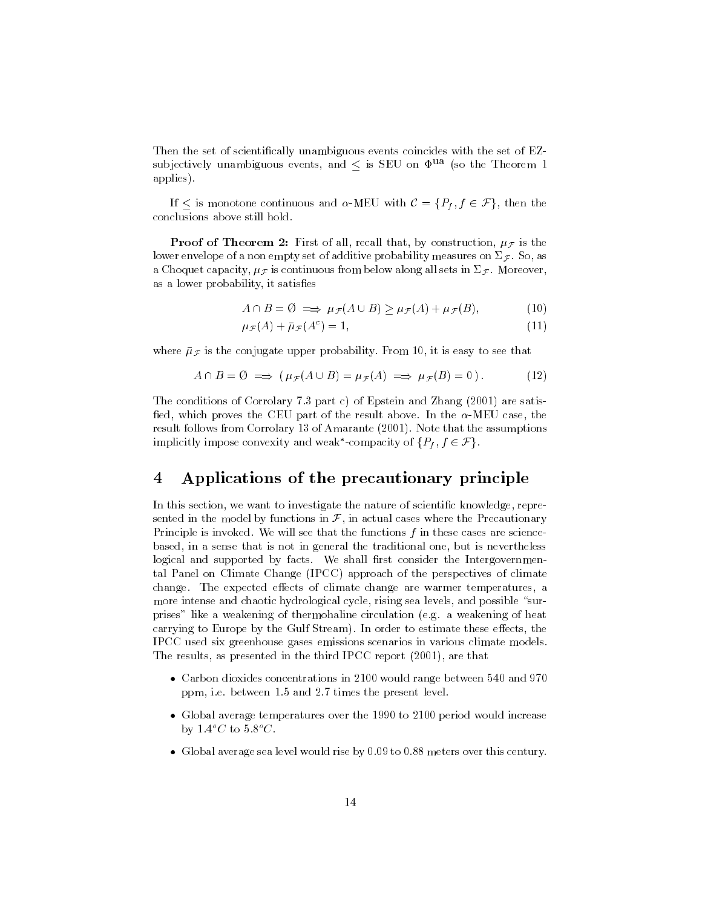Then the set of scientifically unambiguous events coincides with the set of EZ-subjectively unambiguous events, and $\leq$ is SEU on $\Phi^{\mathrm{ua}}$ (so the Theorem 1 applies).

If $\leq$ is monotone continuous and $\alpha$-MEU with $\mathcal{C} = \{P_f, f \in \mathcal{F}\}$, then the conclusions above still hold.

**Proof of Theorem 2:** First of all, recall that, by construction, $\mu_{\mathcal{F}}$ is the lower envelope of a non empty set of additive probability measures on $\Sigma_{\mathcal{F}}$. So, as a Choquet capacity, $\mu_{\mathcal{F}}$ is continuous from below along all sets in $\Sigma_{\mathcal{F}}$. Moreover, as a lower probability, it satisfies

$$A \cap B = \emptyset \implies \mu_{\mathcal{F}}(A \cup B) \geq \mu_{\mathcal{F}}(A) + \mu_{\mathcal{F}}(B), \tag{10}$$

$$\mu_{\mathcal{F}}(A) + \bar{\mu}_{\mathcal{F}}(A^c) = 1, \tag{11}$$

where $\bar{\mu}_{\mathcal{F}}$ is the conjugate upper probability. From 10, it is easy to see that

$$A \cap B = \emptyset \implies (\, \mu_{\mathcal{F}}(A \cup B) = \mu_{\mathcal{F}}(A) \implies \mu_{\mathcal{F}}(B) = 0 \,). \tag{12}$$

The conditions of Corrolary 7.3 part c) of Epstein and Zhang (2001) are satisfied, which proves the CEU part of the result above. In the $\alpha$-MEU case, the result follows from Corrolary 13 of Amarante (2001). Note that the assumptions implicitly impose convexity and weak\*-compacity of $\{P_f, f \in \mathcal{F}\}$.

# 4 Applications of the precautionary principle

In this section, we want to investigate the nature of scientific knowledge, represented in the model by functions in $\mathcal{F}$, in actual cases where the Precautionary Principle is invoked. We will see that the functions $f$ in these cases are science-based, in a sense that is not in general the traditional one, but is nevertheless logical and supported by facts. We shall first consider the Intergovernmental Panel on Climate Change (IPCC) approach of the perspectives of climate change. The expected effects of climate change are warmer temperatures, a more intense and chaotic hydrological cycle, rising sea levels, and possible "surprises" like a weakening of thermohaline circulation (e.g. a weakening of heat carrying to Europe by the Gulf Stream). In order to estimate these effects, the IPCC used six greenhouse gases emissions scenarios in various climate models. The results, as presented in the third IPCC report (2001), are that

- Carbon dioxides concentrations in 2100 would range between 540 and 970 ppm, i.e. between 1.5 and 2.7 times the present level.
- Global average temperatures over the 1990 to 2100 period would increase by $1.4^{o}C$ to $5.8^{o}C$.
- Global average sea level would rise by 0.09 to 0.88 meters over this century.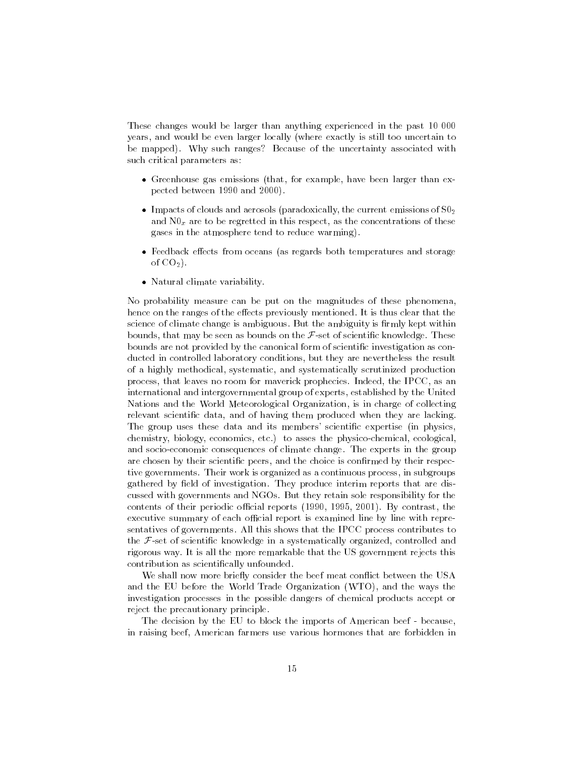These changes would be larger than anything experienced in the past 10 000 years, and would be even larger locally (where exactly is still too uncertain to be mapped). Why such ranges? Because of the uncertainty associated with such critical parameters as:

- Greenhouse gas emissions (that, for example, have been larger than expected between 1990 and 2000).
- Impacts of clouds and aerosols (paradoxically, the current emissions of $S0_2$ and $N0_x$ are to be regretted in this respect, as the concentrations of these gases in the atmosphere tend to reduce warming).
- Feedback effects from oceans (as regards both temperatures and storage of $CO_2$).
- Natural climate variability.

No probability measure can be put on the magnitudes of these phenomena, hence on the ranges of the effects previously mentioned. It is thus clear that the science of climate change is ambiguous. But the ambiguity is firmly kept within bounds, that may be seen as bounds on the $\mathcal{F}$-set of scientific knowledge. These bounds are not provided by the canonical form of scientific investigation as conducted in controlled laboratory conditions, but they are nevertheless the result of a highly methodical, systematic, and systematically scrutinized production process, that leaves no room for maverick prophecies. Indeed, the IPCC, as an international and intergovernmental group of experts, established by the United Nations and the World Meteorological Organization, is in charge of collecting relevant scientific data, and of having them produced when they are lacking. The group uses these data and its members' scientific expertise (in physics, chemistry, biology, economics, etc.) to asses the physico-chemical, ecological, and socio-economic consequences of climate change. The experts in the group are chosen by their scientific peers, and the choice is confirmed by their respective governments. Their work is organized as a continuous process, in subgroups gathered by field of investigation. They produce interim reports that are discussed with governments and NGOs. But they retain sole responsibility for the contents of their periodic official reports (1990, 1995, 2001). By contrast, the executive summary of each official report is examined line by line with representatives of governments. All this shows that the IPCC process contributes to the $\mathcal{F}$-set of scientific knowledge in a systematically organized, controlled and rigorous way. It is all the more remarkable that the US government rejects this contribution as scientifically unfounded.

We shall now more briefly consider the beef meat conflict between the USA and the EU before the World Trade Organization (WTO), and the ways the investigation processes in the possible dangers of chemical products accept or reject the precautionary principle.

The decision by the EU to block the imports of American beef - because, in raising beef, American farmers use various hormones that are forbidden in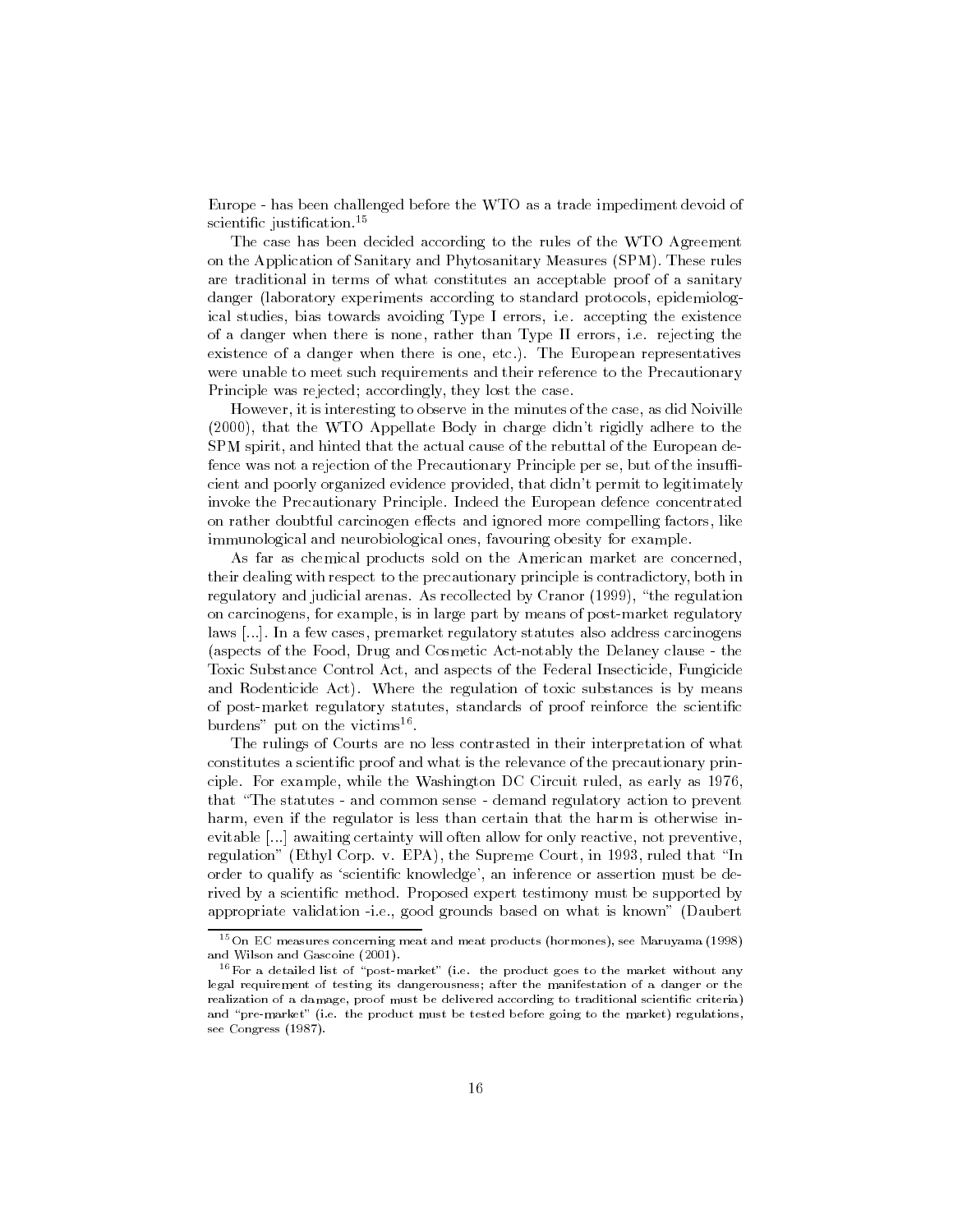Europe - has been challenged before the WTO as a trade impediment devoid of scientific justification.[15]

The case has been decided according to the rules of the WTO Agreement on the Application of Sanitary and Phytosanitary Measures (SPM). These rules are traditional in terms of what constitutes an acceptable proof of a sanitary danger (laboratory experiments according to standard protocols, epidemiological studies, bias towards avoiding Type I errors, i.e. accepting the existence of a danger when there is none, rather than Type II errors, i.e. rejecting the existence of a danger when there is one, etc.). The European representatives were unable to meet such requirements and their reference to the Precautionary Principle was rejected; accordingly, they lost the case.

However, it is interesting to observe in the minutes of the case, as did Noiville (2000), that the WTO Appellate Body in charge didn't rigidly adhere to the SPM spirit, and hinted that the actual cause of the rebuttal of the European defence was not a rejection of the Precautionary Principle per se, but of the insufficient and poorly organized evidence provided, that didn't permit to legitimately invoke the Precautionary Principle. Indeed the European defence concentrated on rather doubtful carcinogen effects and ignored more compelling factors, like immunological and neurobiological ones, favouring obesity for example.

As far as chemical products sold on the American market are concerned, their dealing with respect to the precautionary principle is contradictory, both in regulatory and judicial arenas. As recollected by Cranor (1999), "the regulation on carcinogens, for example, is in large part by means of post-market regulatory laws [...]. In a few cases, premarket regulatory statutes also address carcinogens (aspects of the Food, Drug and Cosmetic Act-notably the Delaney clause - the Toxic Substance Control Act, and aspects of the Federal Insecticide, Fungicide and Rodenticide Act). Where the regulation of toxic substances is by means of post-market regulatory statutes, standards of proof reinforce the scientific burdens" put on the victims[16].

The rulings of Courts are no less contrasted in their interpretation of what constitutes a scientific proof and what is the relevance of the precautionary principle. For example, while the Washington DC Circuit ruled, as early as 1976, that "The statutes - and common sense - demand regulatory action to prevent harm, even if the regulator is less than certain that the harm is otherwise inevitable [...] awaiting certainty will often allow for only reactive, not preventive, regulation" (Ethyl Corp. v. EPA), the Supreme Court, in 1993, ruled that "In order to qualify as 'scientific knowledge', an inference or assertion must be derived by a scientific method. Proposed expert testimony must be supported by appropriate validation -i.e., good grounds based on what is known" (Daubert

---

[15] On EC measures concerning meat and meat products (hormones), see Maruyama (1998) and Wilson and Gascoine (2001).

[16] For a detailed list of "post-market" (i.e. the product goes to the market without any legal requirement of testing its dangerousness; after the manifestation of a danger or the realization of a damage, proof must be delivered according to traditional scientific criteria) and "pre-market" (i.e. the product must be tested before going to the market) regulations, see Congress (1987).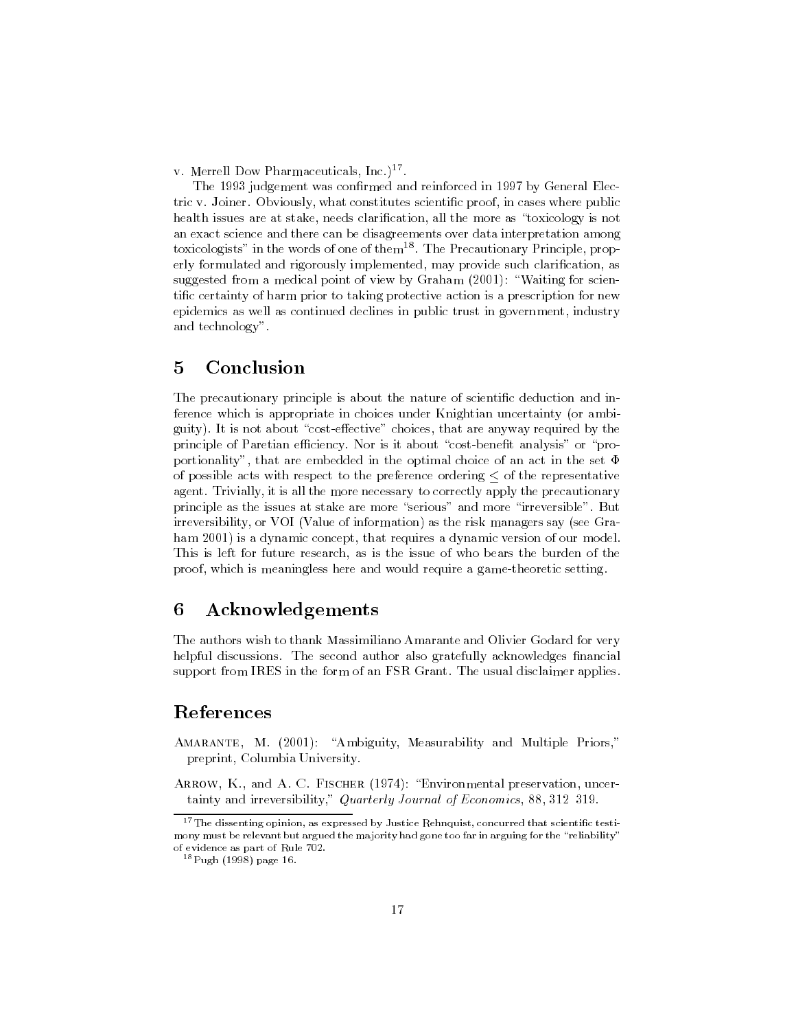v. Merrell Dow Pharmaceuticals, Inc.)[17].

The 1993 judgement was confirmed and reinforced in 1997 by General Electric v. Joiner. Obviously, what constitutes scientific proof, in cases where public health issues are at stake, needs clarification, all the more as "toxicology is not an exact science and there can be disagreements over data interpretation among toxicologists" in the words of one of them[18]. The Precautionary Principle, properly formulated and rigorously implemented, may provide such clarification, as suggested from a medical point of view by Graham (2001): "Waiting for scientific certainty of harm prior to taking protective action is a prescription for new epidemics as well as continued declines in public trust in government, industry and technology".

## 5 Conclusion

The precautionary principle is about the nature of scientific deduction and inference which is appropriate in choices under Knightian uncertainty (or ambiguity). It is not about "cost-effective" choices, that are anyway required by the principle of Paretian efficiency. Nor is it about "cost-benefit analysis" or "proportionality", that are embedded in the optimal choice of an act in the set $\Phi$ of possible acts with respect to the preference ordering $\leq$ of the representative agent. Trivially, it is all the more necessary to correctly apply the precautionary principle as the issues at stake are more "serious" and more "irreversible". But irreversibility, or VOI (Value of information) as the risk managers say (see Graham 2001) is a dynamic concept, that requires a dynamic version of our model. This is left for future research, as is the issue of who bears the burden of the proof, which is meaningless here and would require a game-theoretic setting.

## 6 Acknowledgements

The authors wish to thank Massimiliano Amarante and Olivier Godard for very helpful discussions. The second author also gratefully acknowledges financial support from IRES in the form of an FSR Grant. The usual disclaimer applies.

## References

Amarante, M. (2001): "Ambiguity, Measurability and Multiple Priors," preprint, Columbia University.

Arrow, K., and A. C. Fischer (1974): "Environmental preservation, uncertainty and irreversibility," *Quarterly Journal of Economics*, 88, 312 319.

---

[17] The dissenting opinion, as expressed by Justice Rehnquist, concurred that scientific testimony must be relevant but argued the majority had gone too far in arguing for the "reliability" of evidence as part of Rule 702.

[18] Pugh (1998) page 16.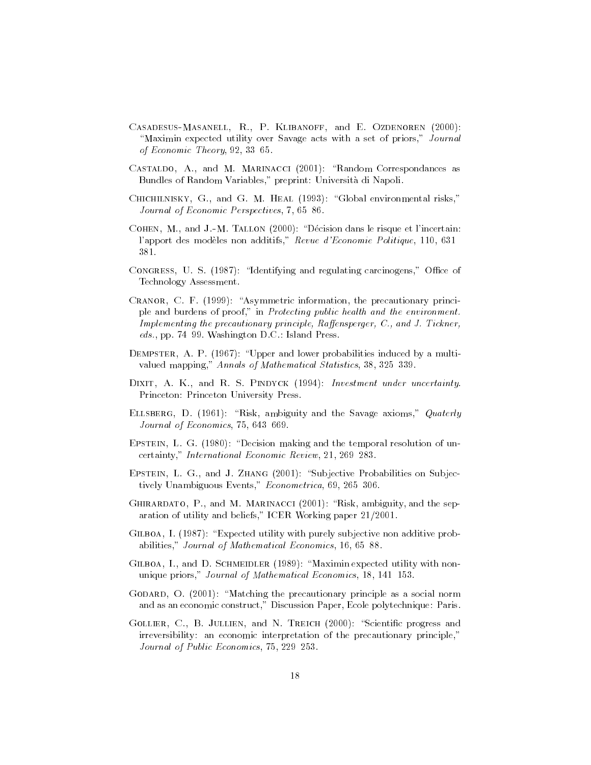Casadesus-Masanell, R., P. Klibanoff, and E. Ozdenoren (2000): "Maximin expected utility over Savage acts with a set of priors," *Journal of Economic Theory*, 92, 33 65.

Castaldo, A., and M. Marinacci (2001): "Random Correspondances as Bundles of Random Variables," preprint: Università di Napoli.

Chichilnisky, G., and G. M. Heal (1993): "Global environmental risks," *Journal of Economic Perspectives*, 7, 65 86.

Cohen, M., and J.-M. Tallon (2000): "Décision dans le risque et l'incertain: l'apport des modèles non additifs," *Revue d'Economie Politique*, 110, 631 381.

Congress, U. S. (1987): "Identifying and regulating carcinogens," Office of Technology Assessment.

Cranor, C. F. (1999): "Asymmetric information, the precautionary principle and burdens of proof," in *Protecting public health and the environment. Implementing the precautionary principle, Raffensperger, C., and J. Tickner, eds.*, pp. 74 99. Washington D.C.: Island Press.

Dempster, A. P. (1967): "Upper and lower probabilities induced by a multivalued mapping," *Annals of Mathematical Statistics*, 38, 325 339.

Dixit, A. K., and R. S. Pindyck (1994): *Investment under uncertainty*. Princeton: Princeton University Press.

Ellsberg, D. (1961): "Risk, ambiguity and the Savage axioms," *Quaterly Journal of Economics*, 75, 643 669.

Epstein, L. G. (1980): "Decision making and the temporal resolution of uncertainty," *International Economic Review*, 21, 269 283.

Epstein, L. G., and J. Zhang (2001): "Subjective Probabilities on Subjectively Unambiguous Events," *Econometrica*, 69, 265 306.

Ghirardato, P., and M. Marinacci (2001): "Risk, ambiguity, and the separation of utility and beliefs," ICER Working paper 21/2001.

Gilboa, I. (1987): "Expected utility with purely subjective non additive probabilities," *Journal of Mathematical Economics*, 16, 65 88.

Gilboa, I., and D. Schmeidler (1989): "Maximin expected utility with non-unique priors," *Journal of Mathematical Economics*, 18, 141 153.

Godard, O. (2001): "Matching the precautionary principle as a social norm and as an economic construct," Discussion Paper, Ecole polytechnique: Paris.

Gollier, C., B. Jullien, and N. Treich (2000): "Scientific progress and irreversibility: an economic interpretation of the precautionary principle," *Journal of Public Economics*, 75, 229 253.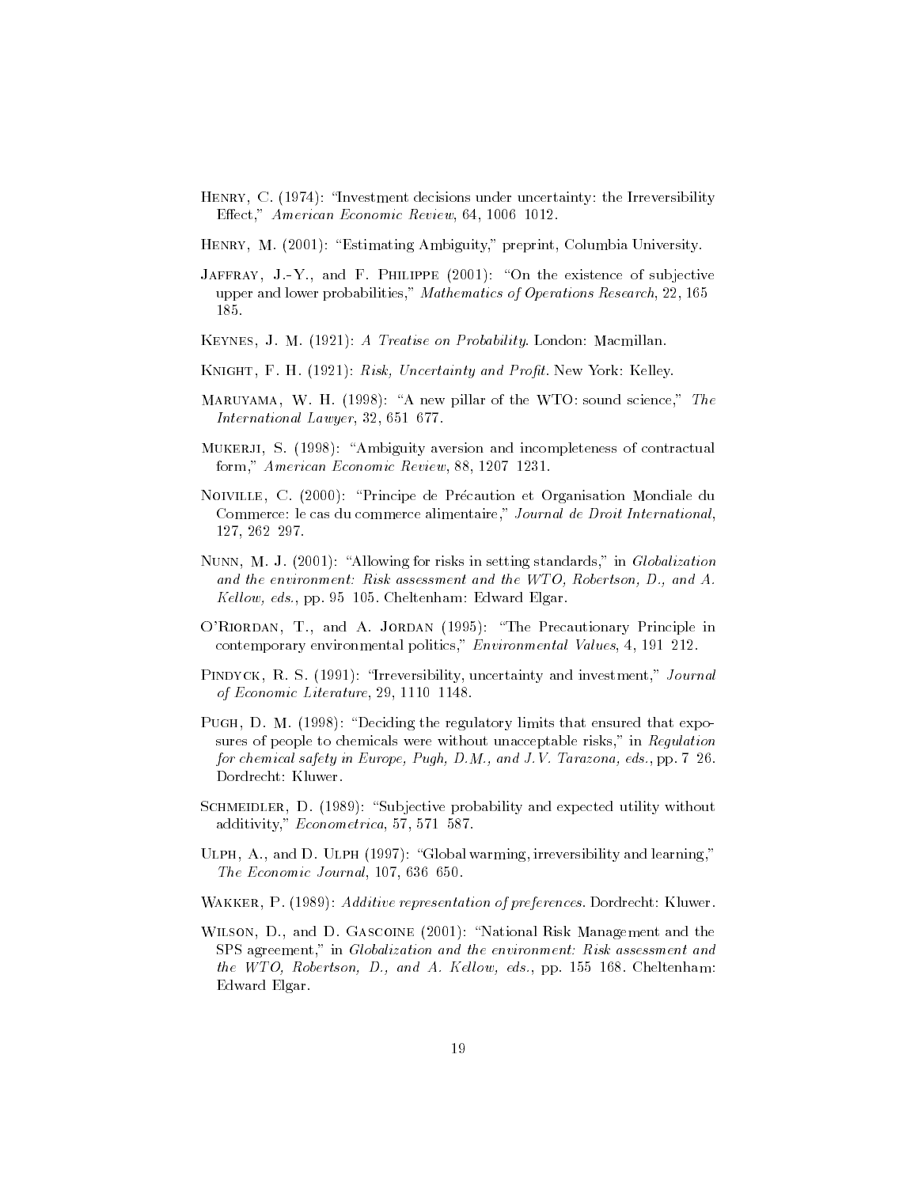Henry, C. (1974): "Investment decisions under uncertainty: the Irreversibility Effect," *American Economic Review*, 64, 1006 1012.

Henry, M. (2001): "Estimating Ambiguity," preprint, Columbia University.

Jaffray, J.-Y., and F. Philippe (2001): "On the existence of subjective upper and lower probabilities," *Mathematics of Operations Research*, 22, 165 185.

Keynes, J. M. (1921): *A Treatise on Probability*. London: Macmillan.

Knight, F. H. (1921): *Risk, Uncertainty and Profit*. New York: Kelley.

Maruyama, W. H. (1998): "A new pillar of the WTO: sound science," *The International Lawyer*, 32, 651 677.

Mukerji, S. (1998): "Ambiguity aversion and incompleteness of contractual form," *American Economic Review*, 88, 1207 1231.

Noiville, C. (2000): "Principe de Précaution et Organisation Mondiale du Commerce: le cas du commerce alimentaire," *Journal de Droit International*, 127, 262 297.

Nunn, M. J. (2001): "Allowing for risks in setting standards," in *Globalization and the environment: Risk assessment and the WTO, Robertson, D., and A. Kellow, eds.*, pp. 95 105. Cheltenham: Edward Elgar.

O'Riordan, T., and A. Jordan (1995): "The Precautionary Principle in contemporary environmental politics," *Environmental Values*, 4, 191 212.

Pindyck, R. S. (1991): "Irreversibility, uncertainty and investment," *Journal of Economic Literature*, 29, 1110 1148.

Pugh, D. M. (1998): "Deciding the regulatory limits that ensured that exposures of people to chemicals were without unacceptable risks," in *Regulation for chemical safety in Europe, Pugh, D.M., and J.V. Tarazona, eds.*, pp. 7 26. Dordrecht: Kluwer.

Schmeidler, D. (1989): "Subjective probability and expected utility without additivity," *Econometrica*, 57, 571 587.

Ulph, A., and D. Ulph (1997): "Global warming, irreversibility and learning," *The Economic Journal*, 107, 636 650.

Wakker, P. (1989): *Additive representation of preferences*. Dordrecht: Kluwer.

Wilson, D., and D. Gascoine (2001): "National Risk Management and the SPS agreement," in *Globalization and the environment: Risk assessment and the WTO, Robertson, D., and A. Kellow, eds.*, pp. 155 168. Cheltenham: Edward Elgar.